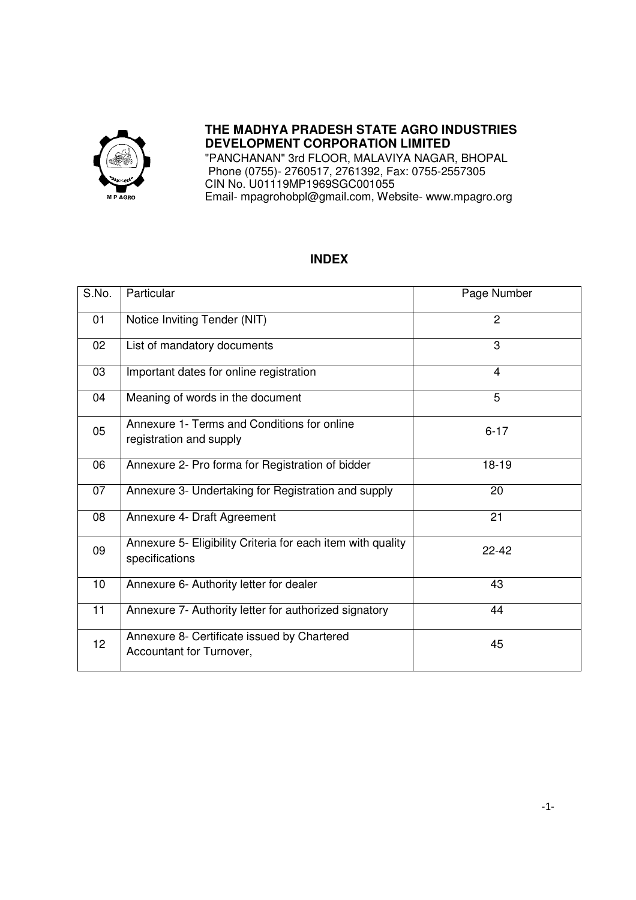# THE MADHYA PRADESH STATE AGRO INDUSTRIES DEVELOPMENT CORPORATION LIMITED

"PANCHANAN" 3rd FLOOR, MALAVIYA NAGAR, BHOPAL
Phone (0755)- 2760517, 2761392, Fax: 0755-2557305
CIN No. U01119MP1969SGC001055
Email- mpagrohobpl@gmail.com, Website- www.mpagro.org

## INDEX

| S.No. | Particular | Page Number |
|---|---|---|
| 01 | Notice Inviting Tender (NIT) | 2 |
| 02 | List of mandatory documents | 3 |
| 03 | Important dates for online registration | 4 |
| 04 | Meaning of words in the document | 5 |
| 05 | Annexure 1- Terms and Conditions for online registration and supply | 6-17 |
| 06 | Annexure 2- Pro forma for Registration of bidder | 18-19 |
| 07 | Annexure 3- Undertaking for Registration and supply | 20 |
| 08 | Annexure 4- Draft Agreement | 21 |
| 09 | Annexure 5- Eligibility Criteria for each item with quality specifications | 22-42 |
| 10 | Annexure 6- Authority letter for dealer | 43 |
| 11 | Annexure 7- Authority letter for authorized signatory | 44 |
| 12 | Annexure 8- Certificate issued by Chartered Accountant for Turnover, | 45 |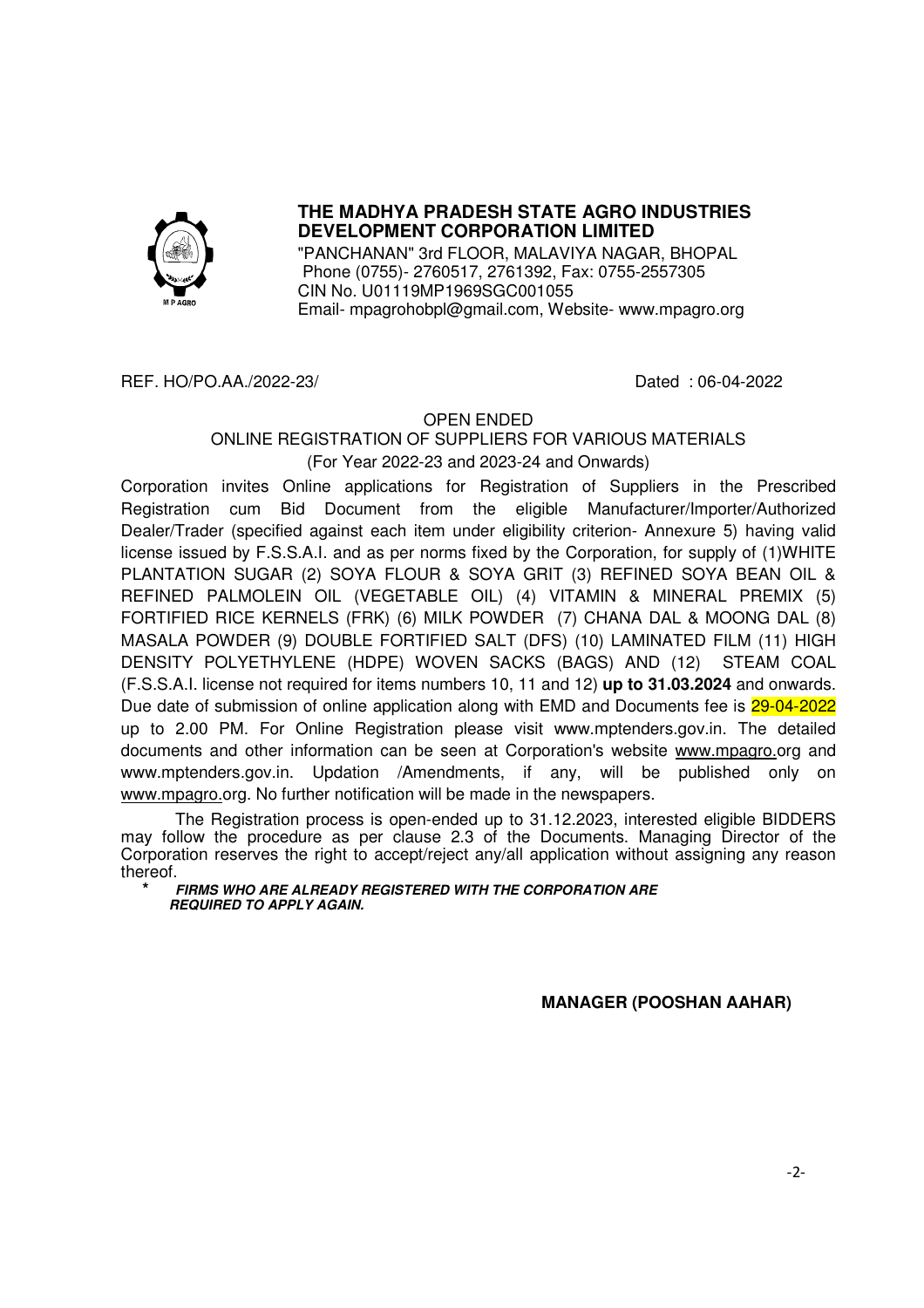## THE MADHYA PRADESH STATE AGRO INDUSTRIES DEVELOPMENT CORPORATION LIMITED

"PANCHANAN" 3rd FLOOR, MALAVIYA NAGAR, BHOPAL
Phone (0755)- 2760517, 2761392, Fax: 0755-2557305
CIN No. U01119MP1969SGC001055
Email- mpagrohobpl@gmail.com, Website- www.mpagro.org

REF. HO/PO.AA./2022-23/ Dated : 06-04-2022

OPEN ENDED
ONLINE REGISTRATION OF SUPPLIERS FOR VARIOUS MATERIALS
(For Year 2022-23 and 2023-24 and Onwards)

Corporation invites Online applications for Registration of Suppliers in the Prescribed Registration cum Bid Document from the eligible Manufacturer/Importer/Authorized Dealer/Trader (specified against each item under eligibility criterion- Annexure 5) having valid license issued by F.S.S.A.I. and as per norms fixed by the Corporation, for supply of (1)WHITE PLANTATION SUGAR (2) SOYA FLOUR & SOYA GRIT (3) REFINED SOYA BEAN OIL & REFINED PALMOLEIN OIL (VEGETABLE OIL) (4) VITAMIN & MINERAL PREMIX (5) FORTIFIED RICE KERNELS (FRK) (6) MILK POWDER (7) CHANA DAL & MOONG DAL (8) MASALA POWDER (9) DOUBLE FORTIFIED SALT (DFS) (10) LAMINATED FILM (11) HIGH DENSITY POLYETHYLENE (HDPE) WOVEN SACKS (BAGS) AND (12) STEAM COAL (F.S.S.A.I. license not required for items numbers 10, 11 and 12) **up to 31.03.2024** and onwards. Due date of submission of online application along with EMD and Documents fee is 29-04-2022 up to 2.00 PM. For Online Registration please visit www.mptenders.gov.in. The detailed documents and other information can be seen at Corporation's website www.mpagro.org and www.mptenders.gov.in. Updation /Amendments, if any, will be published only on www.mpagro.org. No further notification will be made in the newspapers.

The Registration process is open-ended up to 31.12.2023, interested eligible BIDDERS may follow the procedure as per clause 2.3 of the Documents. Managing Director of the Corporation reserves the right to accept/reject any/all application without assigning any reason thereof.

* ***FIRMS WHO ARE ALREADY REGISTERED WITH THE CORPORATION ARE REQUIRED TO APPLY AGAIN.***

**MANAGER (POOSHAN AAHAR)**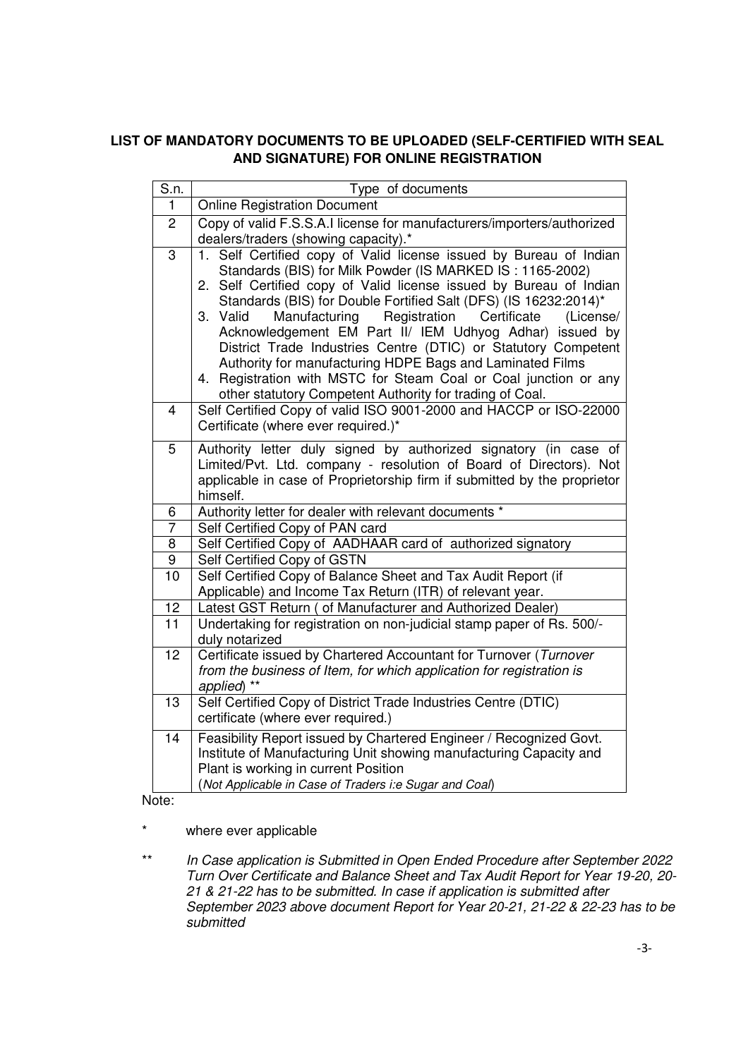**LIST OF MANDATORY DOCUMENTS TO BE UPLOADED (SELF-CERTIFIED WITH SEAL AND SIGNATURE) FOR ONLINE REGISTRATION**

| S.n. | Type of documents |
|---|---|
| 1 | Online Registration Document |
| 2 | Copy of valid F.S.S.A.I license for manufacturers/importers/authorized dealers/traders (showing capacity).* |
| 3 | 1. Self Certified copy of Valid license issued by Bureau of Indian Standards (BIS) for Milk Powder (IS MARKED IS : 1165-2002)<br>2. Self Certified copy of Valid license issued by Bureau of Indian Standards (BIS) for Double Fortified Salt (DFS) (IS 16232:2014)*<br>3. Valid Manufacturing Registration Certificate (License/ Acknowledgement EM Part II/ IEM Udhyog Adhar) issued by District Trade Industries Centre (DTIC) or Statutory Competent Authority for manufacturing HDPE Bags and Laminated Films<br>4. Registration with MSTC for Steam Coal or Coal junction or any other statutory Competent Authority for trading of Coal. |
| 4 | Self Certified Copy of valid ISO 9001-2000 and HACCP or ISO-22000 Certificate (where ever required.)* |
| 5 | Authority letter duly signed by authorized signatory (in case of Limited/Pvt. Ltd. company - resolution of Board of Directors). Not applicable in case of Proprietorship firm if submitted by the proprietor himself. |
| 6 | Authority letter for dealer with relevant documents * |
| 7 | Self Certified Copy of PAN card |
| 8 | Self Certified Copy of AADHAAR card of authorized signatory |
| 9 | Self Certified Copy of GSTN |
| 10 | Self Certified Copy of Balance Sheet and Tax Audit Report (if Applicable) and Income Tax Return (ITR) of relevant year. |
| 12 | Latest GST Return ( of Manufacturer and Authorized Dealer) |
| 11 | Undertaking for registration on non-judicial stamp paper of Rs. 500/- duly notarized |
| 12 | Certificate issued by Chartered Accountant for Turnover (*Turnover from the business of Item, for which application for registration is applied*) ** |
| 13 | Self Certified Copy of District Trade Industries Centre (DTIC) certificate (where ever required.) |
| 14 | Feasibility Report issued by Chartered Engineer / Recognized Govt. Institute of Manufacturing Unit showing manufacturing Capacity and Plant is working in current Position<br>(*Not Applicable in Case of Traders i:e Sugar and Coal*) |

Note:

\* where ever applicable

\** *In Case application is Submitted in Open Ended Procedure after September 2022 Turn Over Certificate and Balance Sheet and Tax Audit Report for Year 19-20, 20-21 & 21-22 has to be submitted. In case if application is submitted after September 2023 above document Report for Year 20-21, 21-22 & 22-23 has to be submitted*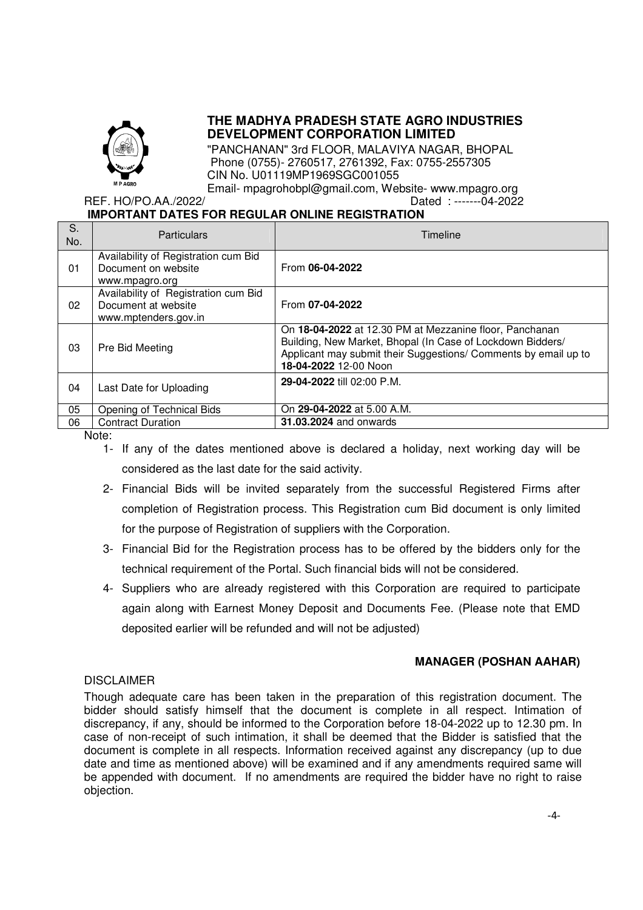# THE MADHYA PRADESH STATE AGRO INDUSTRIES DEVELOPMENT CORPORATION LIMITED

"PANCHANAN" 3rd FLOOR, MALAVIYA NAGAR, BHOPAL
Phone (0755)- 2760517, 2761392, Fax: 0755-2557305
CIN No. U01119MP1969SGC001055
Email- mpagrohobpl@gmail.com, Website- www.mpagro.org

REF. HO/PO.AA./2022/ Dated : -------04-2022

## IMPORTANT DATES FOR REGULAR ONLINE REGISTRATION

| S. No. | Particulars | Timeline |
|---|---|---|
| 01 | Availability of Registration cum Bid Document on website www.mpagro.org | From **06-04-2022** |
| 02 | Availability of Registration cum Bid Document at website www.mptenders.gov.in | From **07-04-2022** |
| 03 | Pre Bid Meeting | On **18-04-2022** at 12.30 PM at Mezzanine floor, Panchanan Building, New Market, Bhopal (In Case of Lockdown Bidders/ Applicant may submit their Suggestions/ Comments by email up to **18-04-2022** 12-00 Noon |
| 04 | Last Date for Uploading | **29-04-2022** till 02:00 P.M. |
| 05 | Opening of Technical Bids | On **29-04-2022** at 5.00 A.M. |
| 06 | Contract Duration | **31.03.2024** and onwards |

Note:

1- If any of the dates mentioned above is declared a holiday, next working day will be considered as the last date for the said activity.

2- Financial Bids will be invited separately from the successful Registered Firms after completion of Registration process. This Registration cum Bid document is only limited for the purpose of Registration of suppliers with the Corporation.

3- Financial Bid for the Registration process has to be offered by the bidders only for the technical requirement of the Portal. Such financial bids will not be considered.

4- Suppliers who are already registered with this Corporation are required to participate again along with Earnest Money Deposit and Documents Fee. (Please note that EMD deposited earlier will be refunded and will not be adjusted)

**MANAGER (POSHAN AAHAR)**

DISCLAIMER

Though adequate care has been taken in the preparation of this registration document. The bidder should satisfy himself that the document is complete in all respect. Intimation of discrepancy, if any, should be informed to the Corporation before 18-04-2022 up to 12.30 pm. In case of non-receipt of such intimation, it shall be deemed that the Bidder is satisfied that the document is complete in all respects. Information received against any discrepancy (up to due date and time as mentioned above) will be examined and if any amendments required same will be appended with document. If no amendments are required the bidder have no right to raise objection.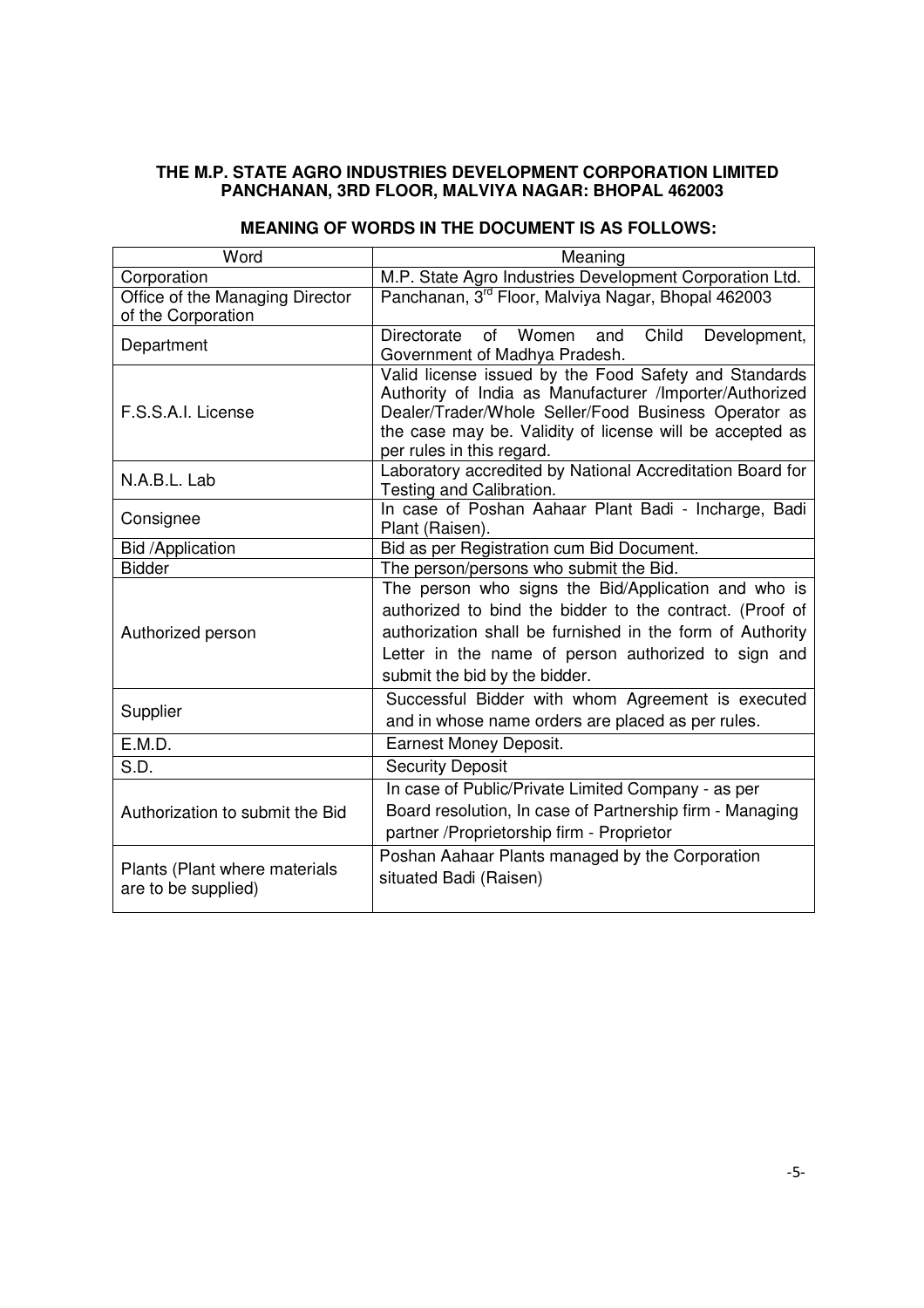**THE M.P. STATE AGRO INDUSTRIES DEVELOPMENT CORPORATION LIMITED**
**PANCHANAN, 3RD FLOOR, MALVIYA NAGAR: BHOPAL 462003**

## MEANING OF WORDS IN THE DOCUMENT IS AS FOLLOWS:

| Word | Meaning |
|---|---|
| Corporation | M.P. State Agro Industries Development Corporation Ltd. |
| Office of the Managing Director of the Corporation | Panchanan, 3rd Floor, Malviya Nagar, Bhopal 462003 |
| Department | Directorate of Women and Child Development, Government of Madhya Pradesh. |
| F.S.S.A.I. License | Valid license issued by the Food Safety and Standards Authority of India as Manufacturer /Importer/Authorized Dealer/Trader/Whole Seller/Food Business Operator as the case may be. Validity of license will be accepted as per rules in this regard. |
| N.A.B.L. Lab | Laboratory accredited by National Accreditation Board for Testing and Calibration. |
| Consignee | In case of Poshan Aahaar Plant Badi - Incharge, Badi Plant (Raisen). |
| Bid /Application | Bid as per Registration cum Bid Document. |
| Bidder | The person/persons who submit the Bid. |
| Authorized person | The person who signs the Bid/Application and who is authorized to bind the bidder to the contract. (Proof of authorization shall be furnished in the form of Authority Letter in the name of person authorized to sign and submit the bid by the bidder. |
| Supplier | Successful Bidder with whom Agreement is executed and in whose name orders are placed as per rules. |
| E.M.D. | Earnest Money Deposit. |
| S.D. | Security Deposit |
| Authorization to submit the Bid | In case of Public/Private Limited Company - as per Board resolution, In case of Partnership firm - Managing partner /Proprietorship firm - Proprietor |
| Plants (Plant where materials are to be supplied) | Poshan Aahaar Plants managed by the Corporation situated Badi (Raisen) |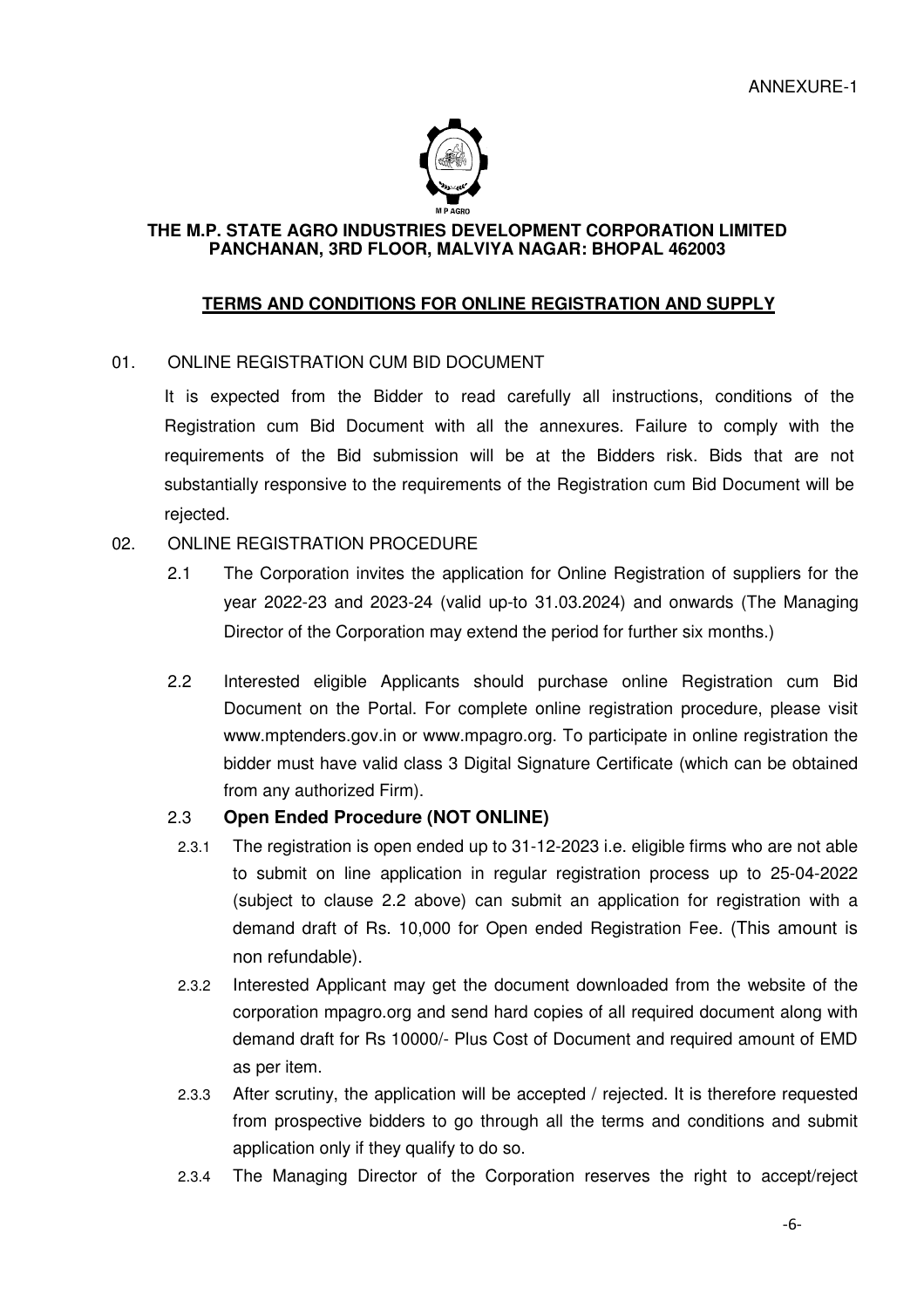ANNEXURE-1

M P AGRO

**THE M.P. STATE AGRO INDUSTRIES DEVELOPMENT CORPORATION LIMITED**
**PANCHANAN, 3RD FLOOR, MALVIYA NAGAR: BHOPAL 462003**

## TERMS AND CONDITIONS FOR ONLINE REGISTRATION AND SUPPLY

01. ONLINE REGISTRATION CUM BID DOCUMENT

It is expected from the Bidder to read carefully all instructions, conditions of the Registration cum Bid Document with all the annexures. Failure to comply with the requirements of the Bid submission will be at the Bidders risk. Bids that are not substantially responsive to the requirements of the Registration cum Bid Document will be rejected.

02. ONLINE REGISTRATION PROCEDURE

2.1 The Corporation invites the application for Online Registration of suppliers for the year 2022-23 and 2023-24 (valid up-to 31.03.2024) and onwards (The Managing Director of the Corporation may extend the period for further six months.)

2.2 Interested eligible Applicants should purchase online Registration cum Bid Document on the Portal. For complete online registration procedure, please visit www.mptenders.gov.in or www.mpagro.org. To participate in online registration the bidder must have valid class 3 Digital Signature Certificate (which can be obtained from any authorized Firm).

2.3 **Open Ended Procedure (NOT ONLINE)**

2.3.1 The registration is open ended up to 31-12-2023 i.e. eligible firms who are not able to submit on line application in regular registration process up to 25-04-2022 (subject to clause 2.2 above) can submit an application for registration with a demand draft of Rs. 10,000 for Open ended Registration Fee. (This amount is non refundable).

2.3.2 Interested Applicant may get the document downloaded from the website of the corporation mpagro.org and send hard copies of all required document along with demand draft for Rs 10000/- Plus Cost of Document and required amount of EMD as per item.

2.3.3 After scrutiny, the application will be accepted / rejected. It is therefore requested from prospective bidders to go through all the terms and conditions and submit application only if they qualify to do so.

2.3.4 The Managing Director of the Corporation reserves the right to accept/reject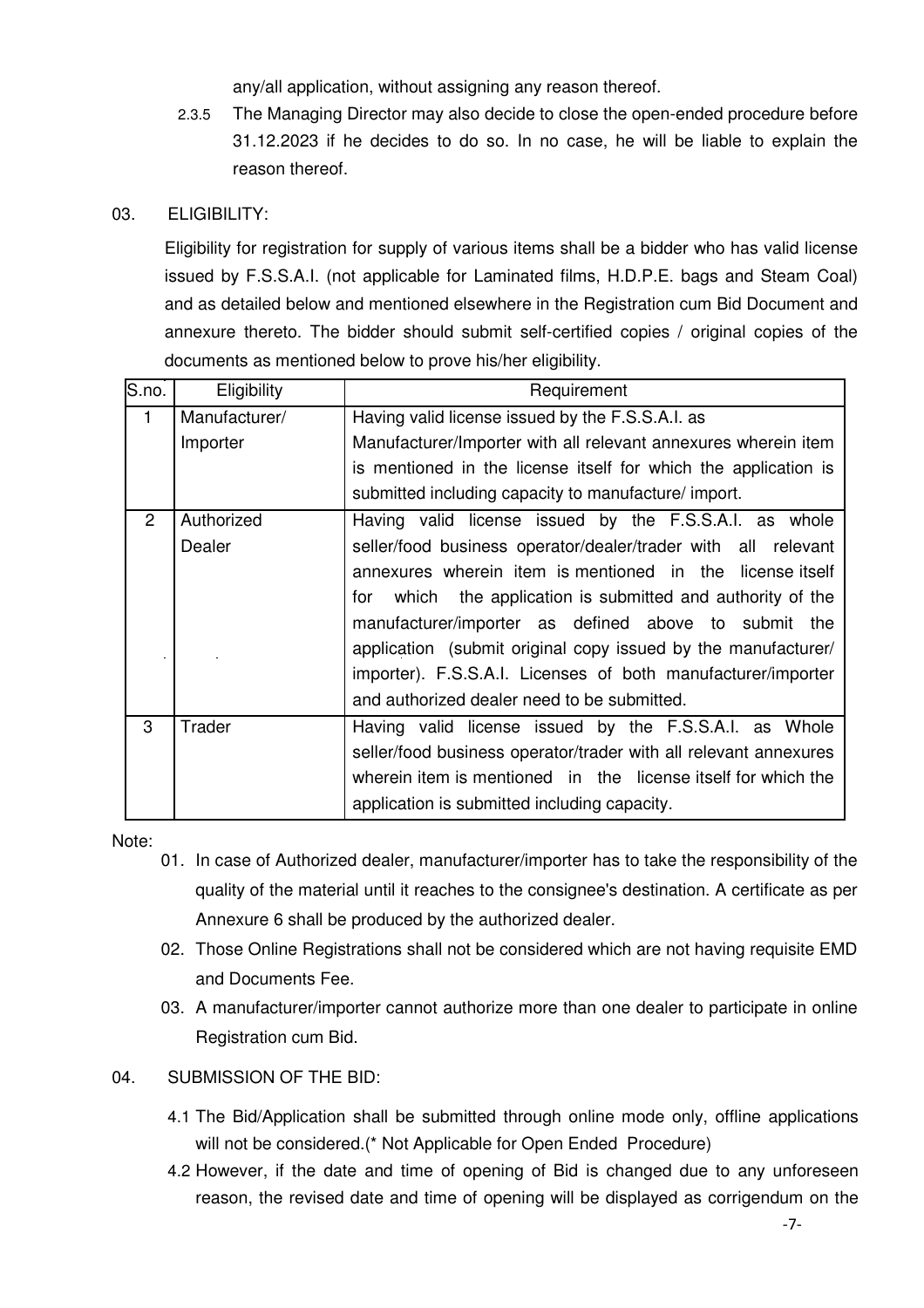any/all application, without assigning any reason thereof.

2.3.5 The Managing Director may also decide to close the open-ended procedure before 31.12.2023 if he decides to do so. In no case, he will be liable to explain the reason thereof.

## 03. ELIGIBILITY:

Eligibility for registration for supply of various items shall be a bidder who has valid license issued by F.S.S.A.I. (not applicable for Laminated films, H.D.P.E. bags and Steam Coal) and as detailed below and mentioned elsewhere in the Registration cum Bid Document and annexure thereto. The bidder should submit self-certified copies / original copies of the documents as mentioned below to prove his/her eligibility.

| S.no. | Eligibility | Requirement |
|---|---|---|
| 1 | Manufacturer/ Importer | Having valid license issued by the F.S.S.A.I. as Manufacturer/Importer with all relevant annexures wherein item is mentioned in the license itself for which the application is submitted including capacity to manufacture/ import. |
| 2 | Authorized Dealer | Having valid license issued by the F.S.S.A.I. as whole seller/food business operator/dealer/trader with all relevant annexures wherein item is mentioned in the license itself for which the application is submitted and authority of the manufacturer/importer as defined above to submit the application (submit original copy issued by the manufacturer/ importer). F.S.S.A.I. Licenses of both manufacturer/importer and authorized dealer need to be submitted. |
| 3 | Trader | Having valid license issued by the F.S.S.A.I. as Whole seller/food business operator/trader with all relevant annexures wherein item is mentioned in the license itself for which the application is submitted including capacity. |

Note:

01. In case of Authorized dealer, manufacturer/importer has to take the responsibility of the quality of the material until it reaches to the consignee's destination. A certificate as per Annexure 6 shall be produced by the authorized dealer.
02. Those Online Registrations shall not be considered which are not having requisite EMD and Documents Fee.
03. A manufacturer/importer cannot authorize more than one dealer to participate in online Registration cum Bid.

## 04. SUBMISSION OF THE BID:

4.1 The Bid/Application shall be submitted through online mode only, offline applications will not be considered.(* Not Applicable for Open Ended Procedure)

4.2 However, if the date and time of opening of Bid is changed due to any unforeseen reason, the revised date and time of opening will be displayed as corrigendum on the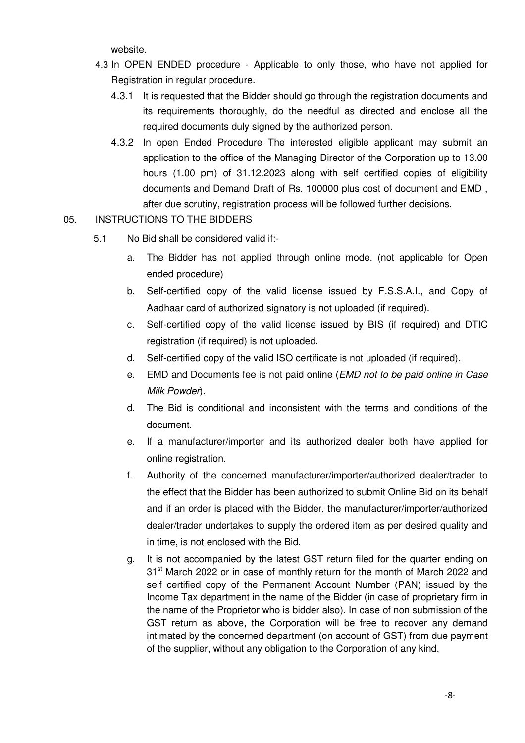website.

4.3 In OPEN ENDED procedure - Applicable to only those, who have not applied for Registration in regular procedure.

4.3.1 It is requested that the Bidder should go through the registration documents and its requirements thoroughly, do the needful as directed and enclose all the required documents duly signed by the authorized person.

4.3.2 In open Ended Procedure The interested eligible applicant may submit an application to the office of the Managing Director of the Corporation up to 13.00 hours (1.00 pm) of 31.12.2023 along with self certified copies of eligibility documents and Demand Draft of Rs. 100000 plus cost of document and EMD , after due scrutiny, registration process will be followed further decisions.

05. INSTRUCTIONS TO THE BIDDERS

5.1 No Bid shall be considered valid if:-

a. The Bidder has not applied through online mode. (not applicable for Open ended procedure)

b. Self-certified copy of the valid license issued by F.S.S.A.I., and Copy of Aadhaar card of authorized signatory is not uploaded (if required).

c. Self-certified copy of the valid license issued by BIS (if required) and DTIC registration (if required) is not uploaded.

d. Self-certified copy of the valid ISO certificate is not uploaded (if required).

e. EMD and Documents fee is not paid online (*EMD not to be paid online in Case Milk Powder*).

d. The Bid is conditional and inconsistent with the terms and conditions of the document.

e. If a manufacturer/importer and its authorized dealer both have applied for online registration.

f. Authority of the concerned manufacturer/importer/authorized dealer/trader to the effect that the Bidder has been authorized to submit Online Bid on its behalf and if an order is placed with the Bidder, the manufacturer/importer/authorized dealer/trader undertakes to supply the ordered item as per desired quality and in time, is not enclosed with the Bid.

g. It is not accompanied by the latest GST return filed for the quarter ending on 31st March 2022 or in case of monthly return for the month of March 2022 and self certified copy of the Permanent Account Number (PAN) issued by the Income Tax department in the name of the Bidder (in case of proprietary firm in the name of the Proprietor who is bidder also). In case of non submission of the GST return as above, the Corporation will be free to recover any demand intimated by the concerned department (on account of GST) from due payment of the supplier, without any obligation to the Corporation of any kind,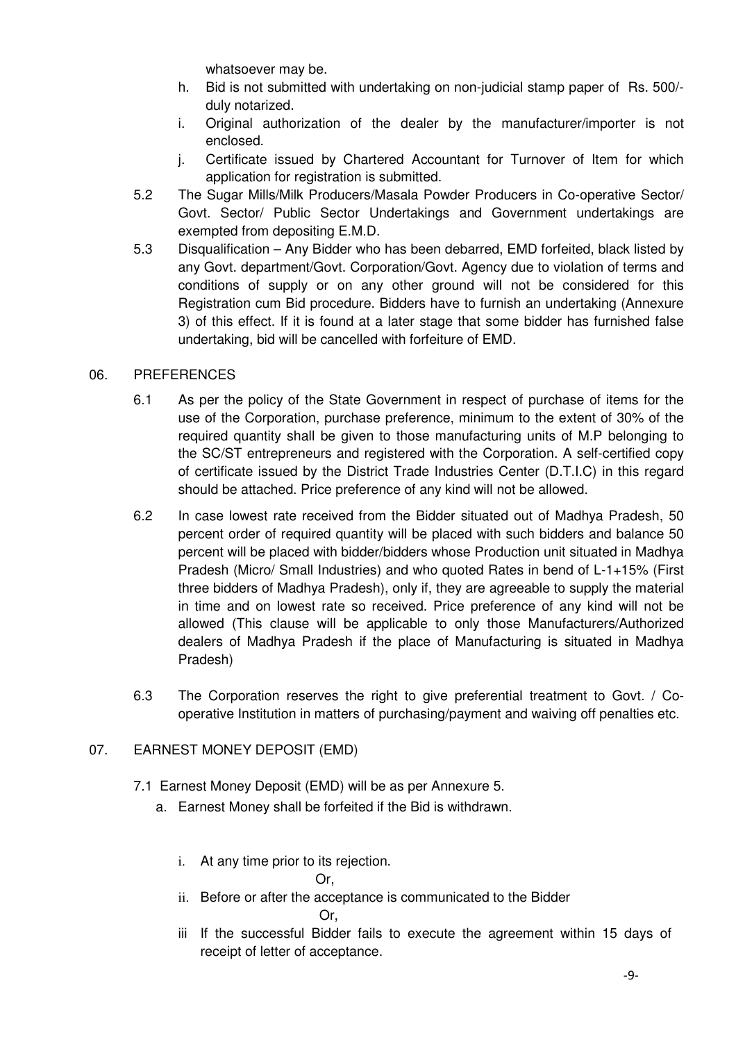whatsoever may be.

- h. Bid is not submitted with undertaking on non-judicial stamp paper of Rs. 500/- duly notarized.
- i. Original authorization of the dealer by the manufacturer/importer is not enclosed.
- j. Certificate issued by Chartered Accountant for Turnover of Item for which application for registration is submitted.

5.2 The Sugar Mills/Milk Producers/Masala Powder Producers in Co-operative Sector/ Govt. Sector/ Public Sector Undertakings and Government undertakings are exempted from depositing E.M.D.

5.3 Disqualification – Any Bidder who has been debarred, EMD forfeited, black listed by any Govt. department/Govt. Corporation/Govt. Agency due to violation of terms and conditions of supply or on any other ground will not be considered for this Registration cum Bid procedure. Bidders have to furnish an undertaking (Annexure 3) of this effect. If it is found at a later stage that some bidder has furnished false undertaking, bid will be cancelled with forfeiture of EMD.

## 06. PREFERENCES

6.1 As per the policy of the State Government in respect of purchase of items for the use of the Corporation, purchase preference, minimum to the extent of 30% of the required quantity shall be given to those manufacturing units of M.P belonging to the SC/ST entrepreneurs and registered with the Corporation. A self-certified copy of certificate issued by the District Trade Industries Center (D.T.I.C) in this regard should be attached. Price preference of any kind will not be allowed.

6.2 In case lowest rate received from the Bidder situated out of Madhya Pradesh, 50 percent order of required quantity will be placed with such bidders and balance 50 percent will be placed with bidder/bidders whose Production unit situated in Madhya Pradesh (Micro/ Small Industries) and who quoted Rates in bend of L-1+15% (First three bidders of Madhya Pradesh), only if, they are agreeable to supply the material in time and on lowest rate so received. Price preference of any kind will not be allowed (This clause will be applicable to only those Manufacturers/Authorized dealers of Madhya Pradesh if the place of Manufacturing is situated in Madhya Pradesh)

6.3 The Corporation reserves the right to give preferential treatment to Govt. / Co-operative Institution in matters of purchasing/payment and waiving off penalties etc.

## 07. EARNEST MONEY DEPOSIT (EMD)

7.1 Earnest Money Deposit (EMD) will be as per Annexure 5.

a. Earnest Money shall be forfeited if the Bid is withdrawn.

- i. At any time prior to its rejection.

  Or,

- ii. Before or after the acceptance is communicated to the Bidder

  Or,

- iii If the successful Bidder fails to execute the agreement within 15 days of receipt of letter of acceptance.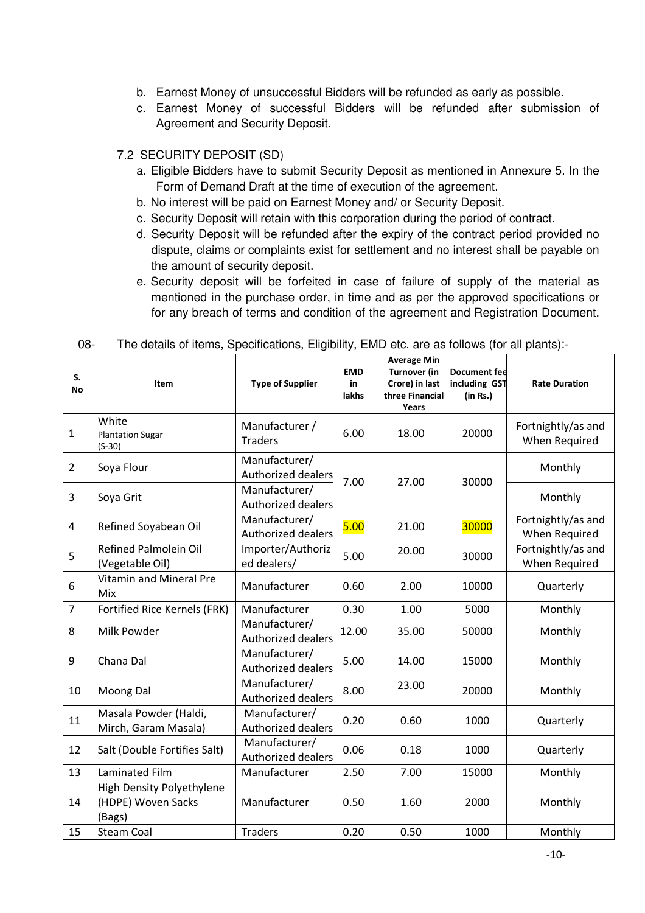b. Earnest Money of unsuccessful Bidders will be refunded as early as possible.

c. Earnest Money of successful Bidders will be refunded after submission of Agreement and Security Deposit.

7.2 SECURITY DEPOSIT (SD)

a. Eligible Bidders have to submit Security Deposit as mentioned in Annexure 5. In the Form of Demand Draft at the time of execution of the agreement.

b. No interest will be paid on Earnest Money and/ or Security Deposit.

c. Security Deposit will retain with this corporation during the period of contract.

d. Security Deposit will be refunded after the expiry of the contract period provided no dispute, claims or complaints exist for settlement and no interest shall be payable on the amount of security deposit.

e. Security deposit will be forfeited in case of failure of supply of the material as mentioned in the purchase order, in time and as per the approved specifications or for any breach of terms and condition of the agreement and Registration Document.

08- The details of items, Specifications, Eligibility, EMD etc. are as follows (for all plants):-

| S. No | Item | Type of Supplier | EMD in lakhs | Average Min Turnover (in Crore) in last three Financial Years | Document fee including GST (in Rs.) | Rate Duration |
|---|---|---|---|---|---|---|
| 1 | White Plantation Sugar (S-30) | Manufacturer / Traders | 6.00 | 18.00 | 20000 | Fortnightly/as and When Required |
| 2 | Soya Flour | Manufacturer/ Authorized dealers | 7.00 | 27.00 | 30000 | Monthly |
| 3 | Soya Grit | Manufacturer/ Authorized dealers | | | | Monthly |
| 4 | Refined Soyabean Oil | Manufacturer/ Authorized dealers | 5.00 | 21.00 | 30000 | Fortnightly/as and When Required |
| 5 | Refined Palmolein Oil (Vegetable Oil) | Importer/Authorized dealers/ | 5.00 | 20.00 | 30000 | Fortnightly/as and When Required |
| 6 | Vitamin and Mineral Pre Mix | Manufacturer | 0.60 | 2.00 | 10000 | Quarterly |
| 7 | Fortified Rice Kernels (FRK) | Manufacturer | 0.30 | 1.00 | 5000 | Monthly |
| 8 | Milk Powder | Manufacturer/ Authorized dealers | 12.00 | 35.00 | 50000 | Monthly |
| 9 | Chana Dal | Manufacturer/ Authorized dealers | 5.00 | 14.00 | 15000 | Monthly |
| 10 | Moong Dal | Manufacturer/ Authorized dealers | 8.00 | 23.00 | 20000 | Monthly |
| 11 | Masala Powder (Haldi, Mirch, Garam Masala) | Manufacturer/ Authorized dealers | 0.20 | 0.60 | 1000 | Quarterly |
| 12 | Salt (Double Fortifies Salt) | Manufacturer/ Authorized dealers | 0.06 | 0.18 | 1000 | Quarterly |
| 13 | Laminated Film | Manufacturer | 2.50 | 7.00 | 15000 | Monthly |
| 14 | High Density Polyethylene (HDPE) Woven Sacks (Bags) | Manufacturer | 0.50 | 1.60 | 2000 | Monthly |
| 15 | Steam Coal | Traders | 0.20 | 0.50 | 1000 | Monthly |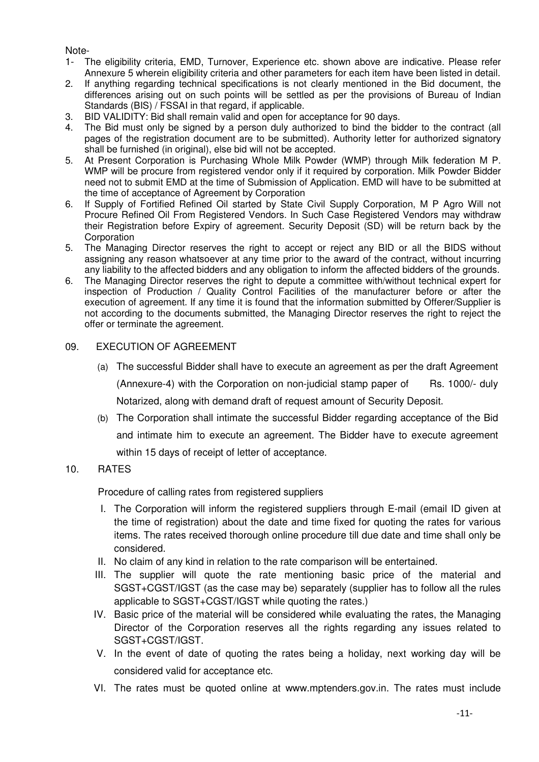Note-

1- The eligibility criteria, EMD, Turnover, Experience etc. shown above are indicative. Please refer Annexure 5 wherein eligibility criteria and other parameters for each item have been listed in detail.
2. If anything regarding technical specifications is not clearly mentioned in the Bid document, the differences arising out on such points will be settled as per the provisions of Bureau of Indian Standards (BIS) / FSSAI in that regard, if applicable.
3. BID VALIDITY: Bid shall remain valid and open for acceptance for 90 days.
4. The Bid must only be signed by a person duly authorized to bind the bidder to the contract (all pages of the registration document are to be submitted). Authority letter for authorized signatory shall be furnished (in original), else bid will not be accepted.
5. At Present Corporation is Purchasing Whole Milk Powder (WMP) through Milk federation M P. WMP will be procure from registered vendor only if it required by corporation. Milk Powder Bidder need not to submit EMD at the time of Submission of Application. EMD will have to be submitted at the time of acceptance of Agreement by Corporation
6. If Supply of Fortified Refined Oil started by State Civil Supply Corporation, M P Agro Will not Procure Refined Oil From Registered Vendors. In Such Case Registered Vendors may withdraw their Registration before Expiry of agreement. Security Deposit (SD) will be return back by the Corporation
5. The Managing Director reserves the right to accept or reject any BID or all the BIDS without assigning any reason whatsoever at any time prior to the award of the contract, without incurring any liability to the affected bidders and any obligation to inform the affected bidders of the grounds.
6. The Managing Director reserves the right to depute a committee with/without technical expert for inspection of Production / Quality Control Facilities of the manufacturer before or after the execution of agreement. If any time it is found that the information submitted by Offerer/Supplier is not according to the documents submitted, the Managing Director reserves the right to reject the offer or terminate the agreement.

09. EXECUTION OF AGREEMENT

(a) The successful Bidder shall have to execute an agreement as per the draft Agreement (Annexure-4) with the Corporation on non-judicial stamp paper of Rs. 1000/- duly Notarized, along with demand draft of request amount of Security Deposit.

(b) The Corporation shall intimate the successful Bidder regarding acceptance of the Bid and intimate him to execute an agreement. The Bidder have to execute agreement within 15 days of receipt of letter of acceptance.

10. RATES

Procedure of calling rates from registered suppliers

I. The Corporation will inform the registered suppliers through E-mail (email ID given at the time of registration) about the date and time fixed for quoting the rates for various items. The rates received thorough online procedure till due date and time shall only be considered.
II. No claim of any kind in relation to the rate comparison will be entertained.
III. The supplier will quote the rate mentioning basic price of the material and SGST+CGST/IGST (as the case may be) separately (supplier has to follow all the rules applicable to SGST+CGST/IGST while quoting the rates.)
IV. Basic price of the material will be considered while evaluating the rates, the Managing Director of the Corporation reserves all the rights regarding any issues related to SGST+CGST/IGST.
V. In the event of date of quoting the rates being a holiday, next working day will be considered valid for acceptance etc.
VI. The rates must be quoted online at www.mptenders.gov.in. The rates must include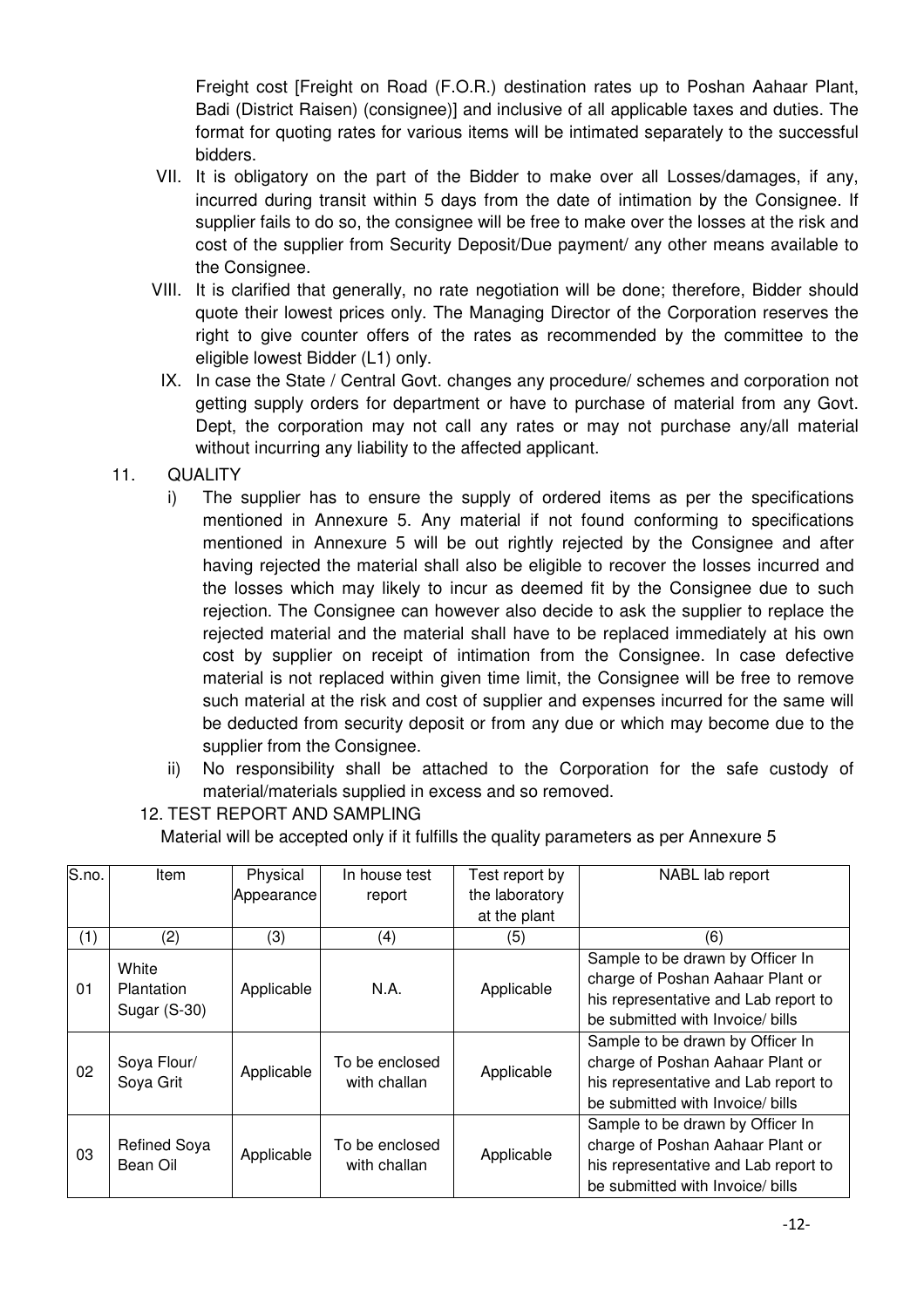Freight cost [Freight on Road (F.O.R.) destination rates up to Poshan Aahaar Plant, Badi (District Raisen) (consignee)] and inclusive of all applicable taxes and duties. The format for quoting rates for various items will be intimated separately to the successful bidders.

VII. It is obligatory on the part of the Bidder to make over all Losses/damages, if any, incurred during transit within 5 days from the date of intimation by the Consignee. If supplier fails to do so, the consignee will be free to make over the losses at the risk and cost of the supplier from Security Deposit/Due payment/ any other means available to the Consignee.

VIII. It is clarified that generally, no rate negotiation will be done; therefore, Bidder should quote their lowest prices only. The Managing Director of the Corporation reserves the right to give counter offers of the rates as recommended by the committee to the eligible lowest Bidder (L1) only.

IX. In case the State / Central Govt. changes any procedure/ schemes and corporation not getting supply orders for department or have to purchase of material from any Govt. Dept, the corporation may not call any rates or may not purchase any/all material without incurring any liability to the affected applicant.

11. QUALITY

i) The supplier has to ensure the supply of ordered items as per the specifications mentioned in Annexure 5. Any material if not found conforming to specifications mentioned in Annexure 5 will be out rightly rejected by the Consignee and after having rejected the material shall also be eligible to recover the losses incurred and the losses which may likely to incur as deemed fit by the Consignee due to such rejection. The Consignee can however also decide to ask the supplier to replace the rejected material and the material shall have to be replaced immediately at his own cost by supplier on receipt of intimation from the Consignee. In case defective material is not replaced within given time limit, the Consignee will be free to remove such material at the risk and cost of supplier and expenses incurred for the same will be deducted from security deposit or from any due or which may become due to the supplier from the Consignee.

ii) No responsibility shall be attached to the Corporation for the safe custody of material/materials supplied in excess and so removed.

12. TEST REPORT AND SAMPLING

Material will be accepted only if it fulfills the quality parameters as per Annexure 5

| S.no. | Item | Physical Appearance | In house test report | Test report by the laboratory at the plant | NABL lab report |
|---|---|---|---|---|---|
| (1) | (2) | (3) | (4) | (5) | (6) |
| 01 | White Plantation Sugar (S-30) | Applicable | N.A. | Applicable | Sample to be drawn by Officer In charge of Poshan Aahaar Plant or his representative and Lab report to be submitted with Invoice/ bills |
| 02 | Soya Flour/ Soya Grit | Applicable | To be enclosed with challan | Applicable | Sample to be drawn by Officer In charge of Poshan Aahaar Plant or his representative and Lab report to be submitted with Invoice/ bills |
| 03 | Refined Soya Bean Oil | Applicable | To be enclosed with challan | Applicable | Sample to be drawn by Officer In charge of Poshan Aahaar Plant or his representative and Lab report to be submitted with Invoice/ bills |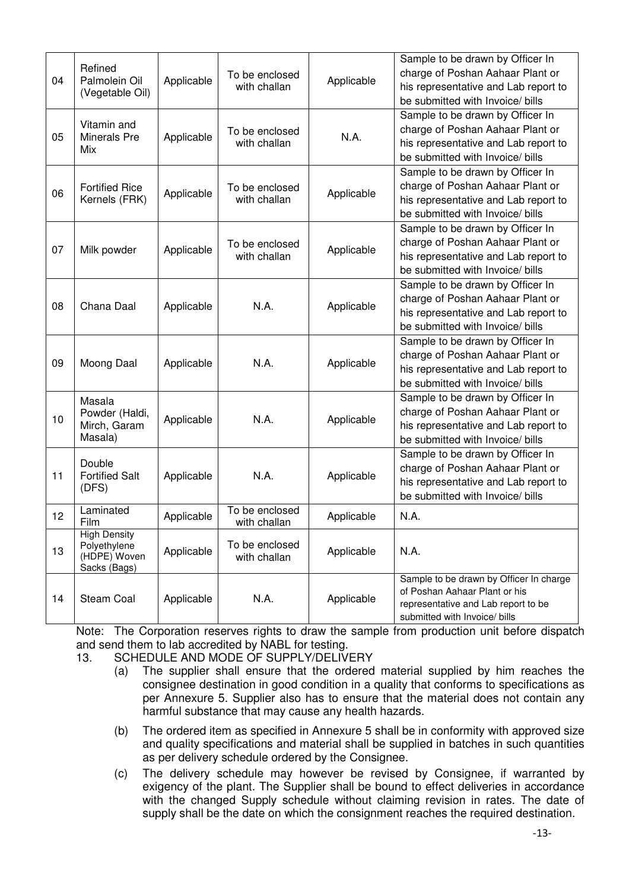| 04 | Refined Palmolein Oil (Vegetable Oil) | Applicable | To be enclosed with challan | Applicable | Sample to be drawn by Officer In charge of Poshan Aahaar Plant or his representative and Lab report to be submitted with Invoice/ bills |
|---|---|---|---|---|---|
| 05 | Vitamin and Minerals Pre Mix | Applicable | To be enclosed with challan | N.A. | Sample to be drawn by Officer In charge of Poshan Aahaar Plant or his representative and Lab report to be submitted with Invoice/ bills |
| 06 | Fortified Rice Kernels (FRK) | Applicable | To be enclosed with challan | Applicable | Sample to be drawn by Officer In charge of Poshan Aahaar Plant or his representative and Lab report to be submitted with Invoice/ bills |
| 07 | Milk powder | Applicable | To be enclosed with challan | Applicable | Sample to be drawn by Officer In charge of Poshan Aahaar Plant or his representative and Lab report to be submitted with Invoice/ bills |
| 08 | Chana Daal | Applicable | N.A. | Applicable | Sample to be drawn by Officer In charge of Poshan Aahaar Plant or his representative and Lab report to be submitted with Invoice/ bills |
| 09 | Moong Daal | Applicable | N.A. | Applicable | Sample to be drawn by Officer In charge of Poshan Aahaar Plant or his representative and Lab report to be submitted with Invoice/ bills |
| 10 | Masala Powder (Haldi, Mirch, Garam Masala) | Applicable | N.A. | Applicable | Sample to be drawn by Officer In charge of Poshan Aahaar Plant or his representative and Lab report to be submitted with Invoice/ bills |
| 11 | Double Fortified Salt (DFS) | Applicable | N.A. | Applicable | Sample to be drawn by Officer In charge of Poshan Aahaar Plant or his representative and Lab report to be submitted with Invoice/ bills |
| 12 | Laminated Film | Applicable | To be enclosed with challan | Applicable | N.A. |
| 13 | High Density Polyethylene (HDPE) Woven Sacks (Bags) | Applicable | To be enclosed with challan | Applicable | N.A. |
| 14 | Steam Coal | Applicable | N.A. | Applicable | Sample to be drawn by Officer In charge of Poshan Aahaar Plant or his representative and Lab report to be submitted with Invoice/ bills |

Note: The Corporation reserves rights to draw the sample from production unit before dispatch and send them to lab accredited by NABL for testing.

13. SCHEDULE AND MODE OF SUPPLY/DELIVERY

(a) The supplier shall ensure that the ordered material supplied by him reaches the consignee destination in good condition in a quality that conforms to specifications as per Annexure 5. Supplier also has to ensure that the material does not contain any harmful substance that may cause any health hazards.

(b) The ordered item as specified in Annexure 5 shall be in conformity with approved size and quality specifications and material shall be supplied in batches in such quantities as per delivery schedule ordered by the Consignee.

(c) The delivery schedule may however be revised by Consignee, if warranted by exigency of the plant. The Supplier shall be bound to effect deliveries in accordance with the changed Supply schedule without claiming revision in rates. The date of supply shall be the date on which the consignment reaches the required destination.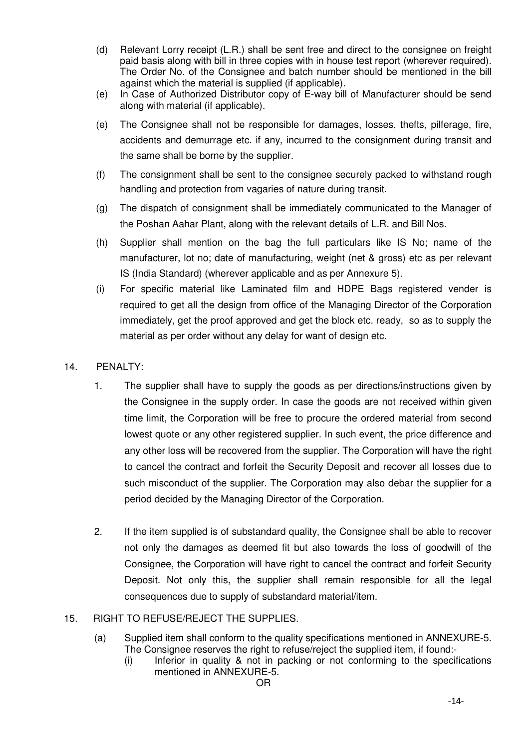(d) Relevant Lorry receipt (L.R.) shall be sent free and direct to the consignee on freight paid basis along with bill in three copies with in house test report (wherever required). The Order No. of the Consignee and batch number should be mentioned in the bill against which the material is supplied (if applicable).

(e) In Case of Authorized Distributor copy of E-way bill of Manufacturer should be send along with material (if applicable).

(e) The Consignee shall not be responsible for damages, losses, thefts, pilferage, fire, accidents and demurrage etc. if any, incurred to the consignment during transit and the same shall be borne by the supplier.

(f) The consignment shall be sent to the consignee securely packed to withstand rough handling and protection from vagaries of nature during transit.

(g) The dispatch of consignment shall be immediately communicated to the Manager of the Poshan Aahar Plant, along with the relevant details of L.R. and Bill Nos.

(h) Supplier shall mention on the bag the full particulars like IS No; name of the manufacturer, lot no; date of manufacturing, weight (net & gross) etc as per relevant IS (India Standard) (wherever applicable and as per Annexure 5).

(i) For specific material like Laminated film and HDPE Bags registered vender is required to get all the design from office of the Managing Director of the Corporation immediately, get the proof approved and get the block etc. ready, so as to supply the material as per order without any delay for want of design etc.

14. PENALTY:

1. The supplier shall have to supply the goods as per directions/instructions given by the Consignee in the supply order. In case the goods are not received within given time limit, the Corporation will be free to procure the ordered material from second lowest quote or any other registered supplier. In such event, the price difference and any other loss will be recovered from the supplier. The Corporation will have the right to cancel the contract and forfeit the Security Deposit and recover all losses due to such misconduct of the supplier. The Corporation may also debar the supplier for a period decided by the Managing Director of the Corporation.

2. If the item supplied is of substandard quality, the Consignee shall be able to recover not only the damages as deemed fit but also towards the loss of goodwill of the Consignee, the Corporation will have right to cancel the contract and forfeit Security Deposit. Not only this, the supplier shall remain responsible for all the legal consequences due to supply of substandard material/item.

15. RIGHT TO REFUSE/REJECT THE SUPPLIES.

(a) Supplied item shall conform to the quality specifications mentioned in ANNEXURE-5. The Consignee reserves the right to refuse/reject the supplied item, if found:-

(i) Inferior in quality & not in packing or not conforming to the specifications mentioned in ANNEXURE-5.

OR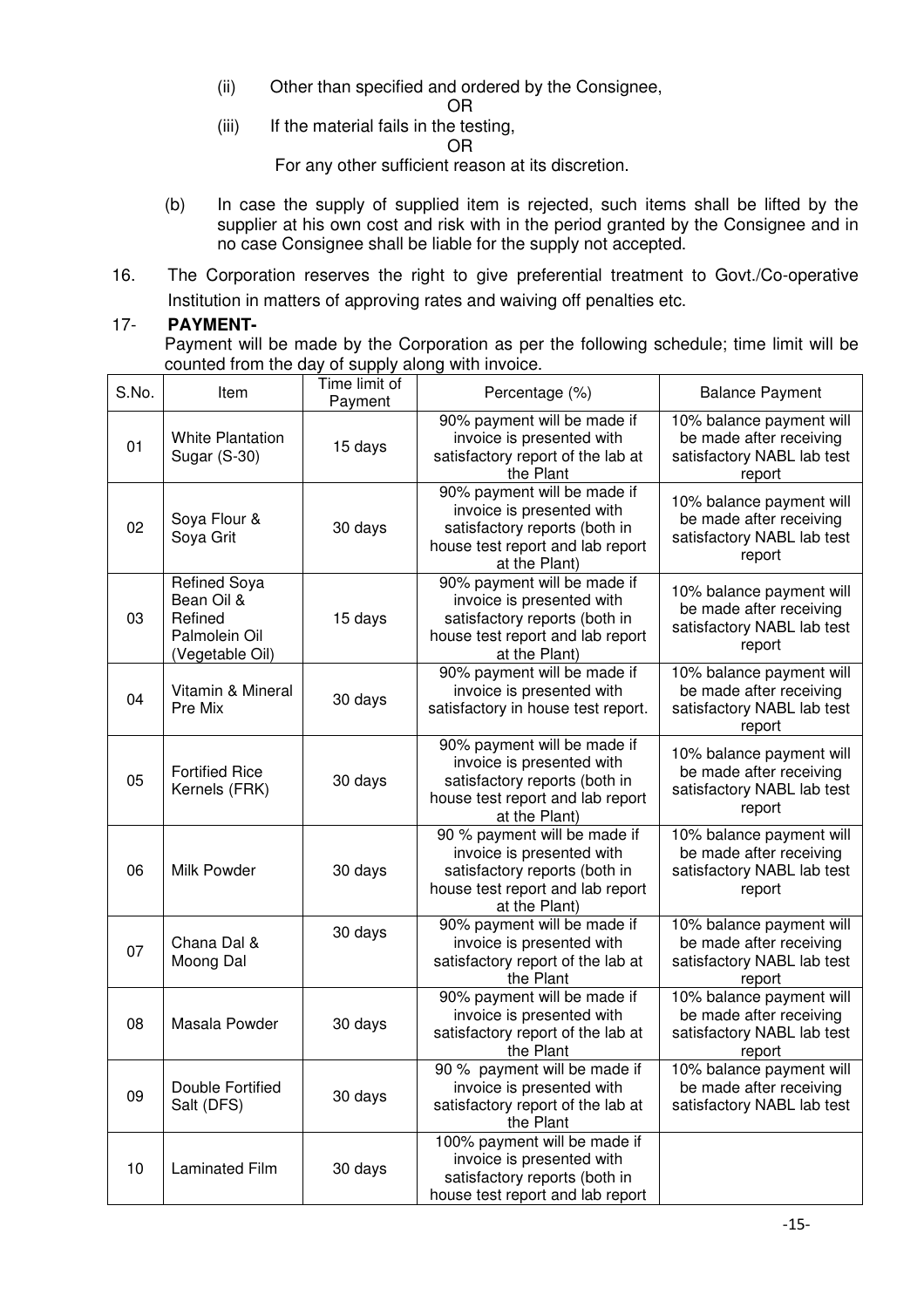(ii) Other than specified and ordered by the Consignee,

OR

(iii) If the material fails in the testing,

OR

For any other sufficient reason at its discretion.

(b) In case the supply of supplied item is rejected, such items shall be lifted by the supplier at his own cost and risk with in the period granted by the Consignee and in no case Consignee shall be liable for the supply not accepted.

16. The Corporation reserves the right to give preferential treatment to Govt./Co-operative Institution in matters of approving rates and waiving off penalties etc.

17- **PAYMENT-**

Payment will be made by the Corporation as per the following schedule; time limit will be counted from the day of supply along with invoice.

| S.No. | Item | Time limit of Payment | Percentage (%) | Balance Payment |
|---|---|---|---|---|
| 01 | White Plantation Sugar (S-30) | 15 days | 90% payment will be made if invoice is presented with satisfactory report of the lab at the Plant | 10% balance payment will be made after receiving satisfactory NABL lab test report |
| 02 | Soya Flour & Soya Grit | 30 days | 90% payment will be made if invoice is presented with satisfactory reports (both in house test report and lab report at the Plant) | 10% balance payment will be made after receiving satisfactory NABL lab test report |
| 03 | Refined Soya Bean Oil & Refined Palmolein Oil (Vegetable Oil) | 15 days | 90% payment will be made if invoice is presented with satisfactory reports (both in house test report and lab report at the Plant) | 10% balance payment will be made after receiving satisfactory NABL lab test report |
| 04 | Vitamin & Mineral Pre Mix | 30 days | 90% payment will be made if invoice is presented with satisfactory in house test report. | 10% balance payment will be made after receiving satisfactory NABL lab test report |
| 05 | Fortified Rice Kernels (FRK) | 30 days | 90% payment will be made if invoice is presented with satisfactory reports (both in house test report and lab report at the Plant) | 10% balance payment will be made after receiving satisfactory NABL lab test report |
| 06 | Milk Powder | 30 days | 90 % payment will be made if invoice is presented with satisfactory reports (both in house test report and lab report at the Plant) | 10% balance payment will be made after receiving satisfactory NABL lab test report |
| 07 | Chana Dal & Moong Dal | 30 days | 90% payment will be made if invoice is presented with satisfactory report of the lab at the Plant | 10% balance payment will be made after receiving satisfactory NABL lab test report |
| 08 | Masala Powder | 30 days | 90% payment will be made if invoice is presented with satisfactory report of the lab at the Plant | 10% balance payment will be made after receiving satisfactory NABL lab test report |
| 09 | Double Fortified Salt (DFS) | 30 days | 90 % payment will be made if invoice is presented with satisfactory report of the lab at the Plant | 10% balance payment will be made after receiving satisfactory NABL lab test |
| 10 | Laminated Film | 30 days | 100% payment will be made if invoice is presented with satisfactory reports (both in house test report and lab report | |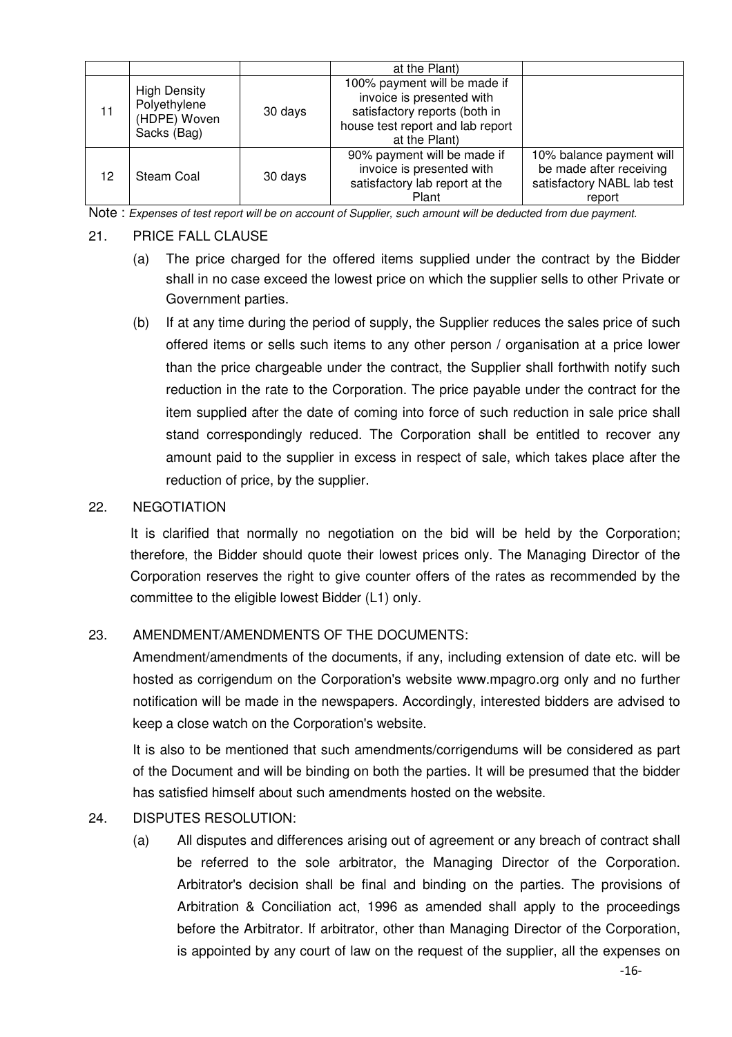|  |  |  | at the Plant) |  |
|---|---|---|---|---|
| 11 | High Density Polyethylene (HDPE) Woven Sacks (Bag) | 30 days | 100% payment will be made if invoice is presented with satisfactory reports (both in house test report and lab report at the Plant) |  |
| 12 | Steam Coal | 30 days | 90% payment will be made if invoice is presented with satisfactory lab report at the Plant | 10% balance payment will be made after receiving satisfactory NABL lab test report |

Note : *Expenses of test report will be on account of Supplier, such amount will be deducted from due payment.*

21. PRICE FALL CLAUSE

(a) The price charged for the offered items supplied under the contract by the Bidder shall in no case exceed the lowest price on which the supplier sells to other Private or Government parties.

(b) If at any time during the period of supply, the Supplier reduces the sales price of such offered items or sells such items to any other person / organisation at a price lower than the price chargeable under the contract, the Supplier shall forthwith notify such reduction in the rate to the Corporation. The price payable under the contract for the item supplied after the date of coming into force of such reduction in sale price shall stand correspondingly reduced. The Corporation shall be entitled to recover any amount paid to the supplier in excess in respect of sale, which takes place after the reduction of price, by the supplier.

22. NEGOTIATION

It is clarified that normally no negotiation on the bid will be held by the Corporation; therefore, the Bidder should quote their lowest prices only. The Managing Director of the Corporation reserves the right to give counter offers of the rates as recommended by the committee to the eligible lowest Bidder (L1) only.

23. AMENDMENT/AMENDMENTS OF THE DOCUMENTS:

Amendment/amendments of the documents, if any, including extension of date etc. will be hosted as corrigendum on the Corporation's website www.mpagro.org only and no further notification will be made in the newspapers. Accordingly, interested bidders are advised to keep a close watch on the Corporation's website.

It is also to be mentioned that such amendments/corrigendums will be considered as part of the Document and will be binding on both the parties. It will be presumed that the bidder has satisfied himself about such amendments hosted on the website.

24. DISPUTES RESOLUTION:

(a) All disputes and differences arising out of agreement or any breach of contract shall be referred to the sole arbitrator, the Managing Director of the Corporation. Arbitrator's decision shall be final and binding on the parties. The provisions of Arbitration & Conciliation act, 1996 as amended shall apply to the proceedings before the Arbitrator. If arbitrator, other than Managing Director of the Corporation, is appointed by any court of law on the request of the supplier, all the expenses on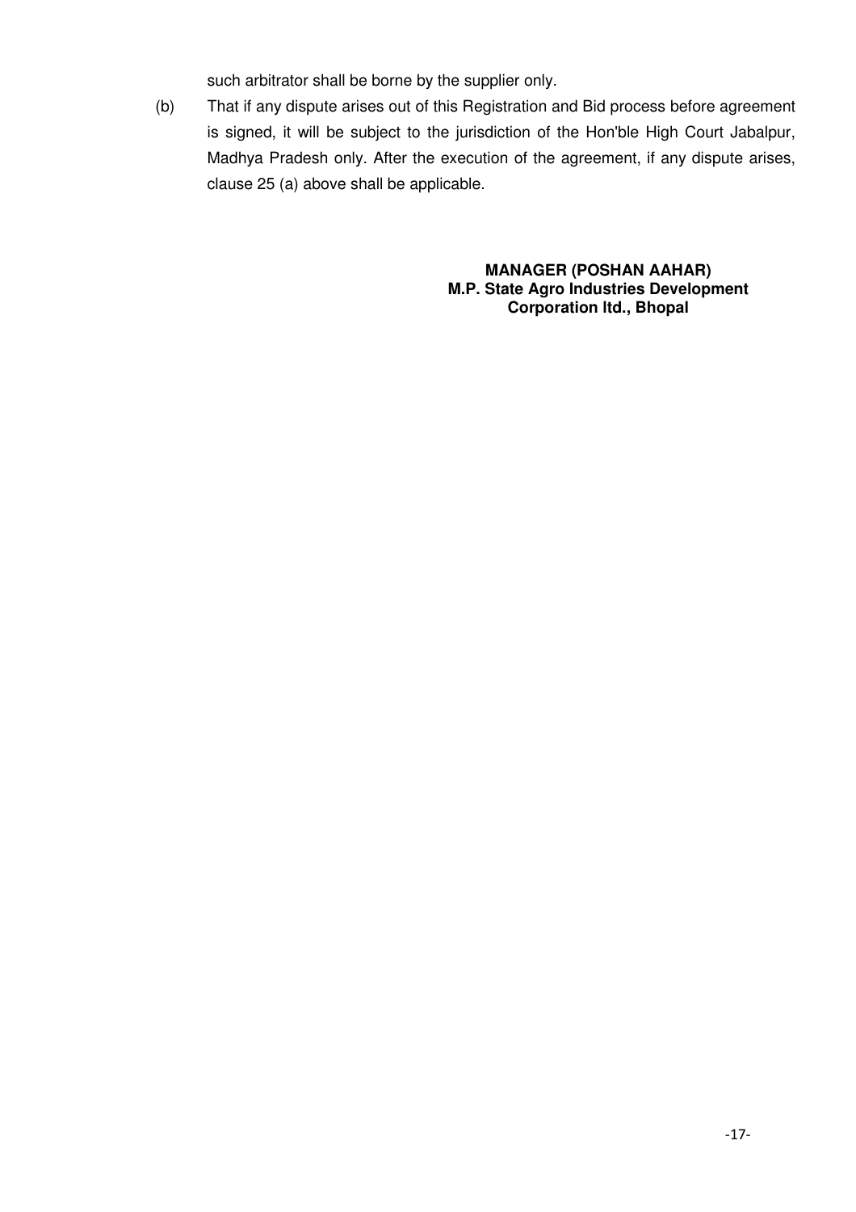such arbitrator shall be borne by the supplier only.

(b) That if any dispute arises out of this Registration and Bid process before agreement is signed, it will be subject to the jurisdiction of the Hon'ble High Court Jabalpur, Madhya Pradesh only. After the execution of the agreement, if any dispute arises, clause 25 (a) above shall be applicable.

**MANAGER (POSHAN AAHAR)**
**M.P. State Agro Industries Development Corporation ltd., Bhopal**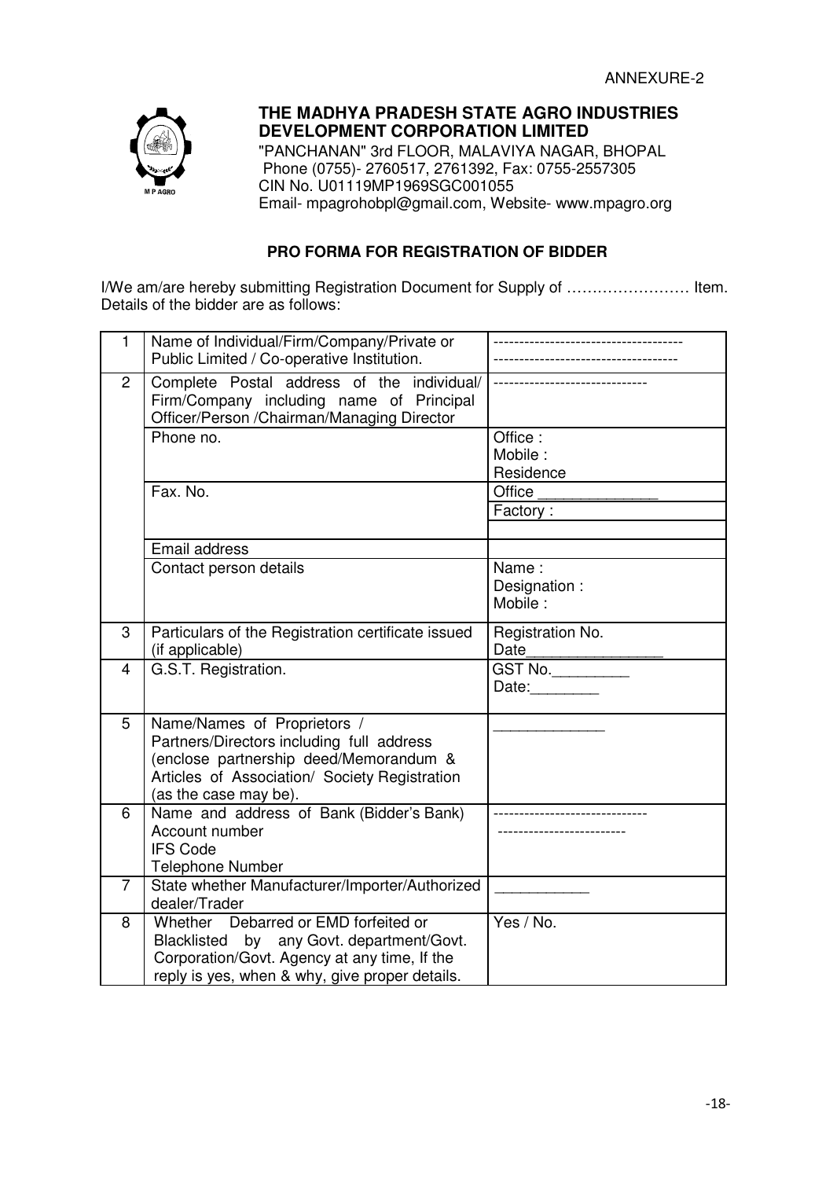ANNEXURE-2

**THE MADHYA PRADESH STATE AGRO INDUSTRIES DEVELOPMENT CORPORATION LIMITED**
"PANCHANAN" 3rd FLOOR, MALAVIYA NAGAR, BHOPAL
Phone (0755)- 2760517, 2761392, Fax: 0755-2557305
CIN No. U01119MP1969SGC001055
Email- mpagrohobpl@gmail.com, Website- www.mpagro.org

## PRO FORMA FOR REGISTRATION OF BIDDER

I/We am/are hereby submitting Registration Document for Supply of …………………… Item. Details of the bidder are as follows:

| | | |
|---|---|---|
| 1 | Name of Individual/Firm/Company/Private or Public Limited / Co-operative Institution. | ------------------------------------ ------------------------------------ |
| 2 | Complete Postal address of the individual/ Firm/Company including name of Principal Officer/Person /Chairman/Managing Director | ------------------------------ |
| | Phone no. | Office : Mobile : Residence |
| | Fax. No. | Office _______________ |
| | | Factory : |
| | | |
| | Email address | |
| | Contact person details | Name : Designation : Mobile : |
| 3 | Particulars of the Registration certificate issued (if applicable) | Registration No. Date_________________ |
| 4 | G.S.T. Registration. | GST No._________ Date:________ |
| 5 | Name/Names of Proprietors / Partners/Directors including full address (enclose partnership deed/Memorandum & Articles of Association/ Society Registration (as the case may be). | ______________ |
| 6 | Name and address of Bank (Bidder's Bank) Account number IFS Code Telephone Number | ------------------------------ ------------------------- |
| 7 | State whether Manufacturer/Importer/Authorized dealer/Trader | ____________ |
| 8 | Whether Debarred or EMD forfeited or Blacklisted by any Govt. department/Govt. Corporation/Govt. Agency at any time, If the reply is yes, when & why, give proper details. | Yes / No. |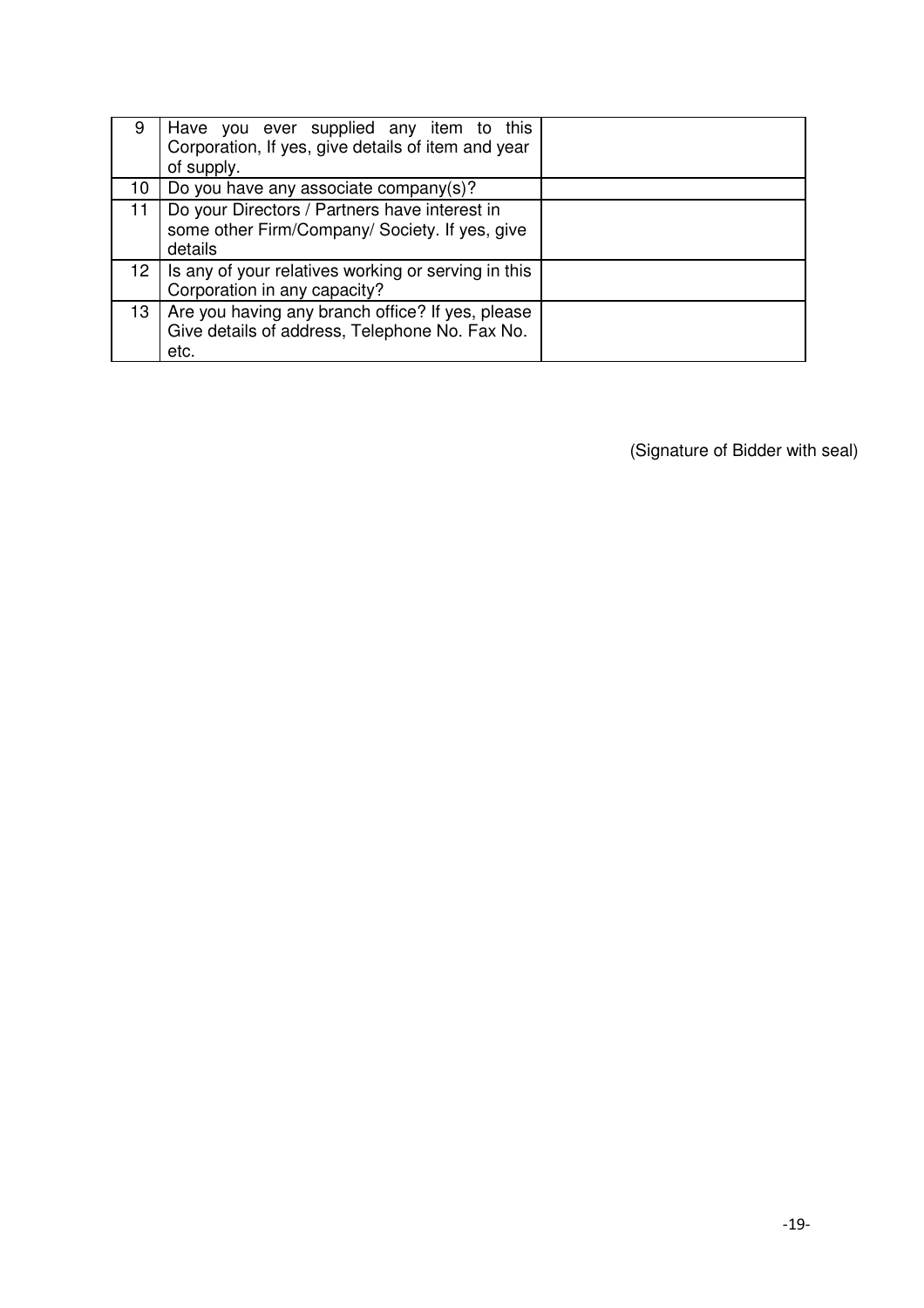| 9 | Have you ever supplied any item to this Corporation, If yes, give details of item and year of supply. | |
|---|---|---|
| 10 | Do you have any associate company(s)? | |
| 11 | Do your Directors / Partners have interest in some other Firm/Company/ Society. If yes, give details | |
| 12 | Is any of your relatives working or serving in this Corporation in any capacity? | |
| 13 | Are you having any branch office? If yes, please Give details of address, Telephone No. Fax No. etc. | |

(Signature of Bidder with seal)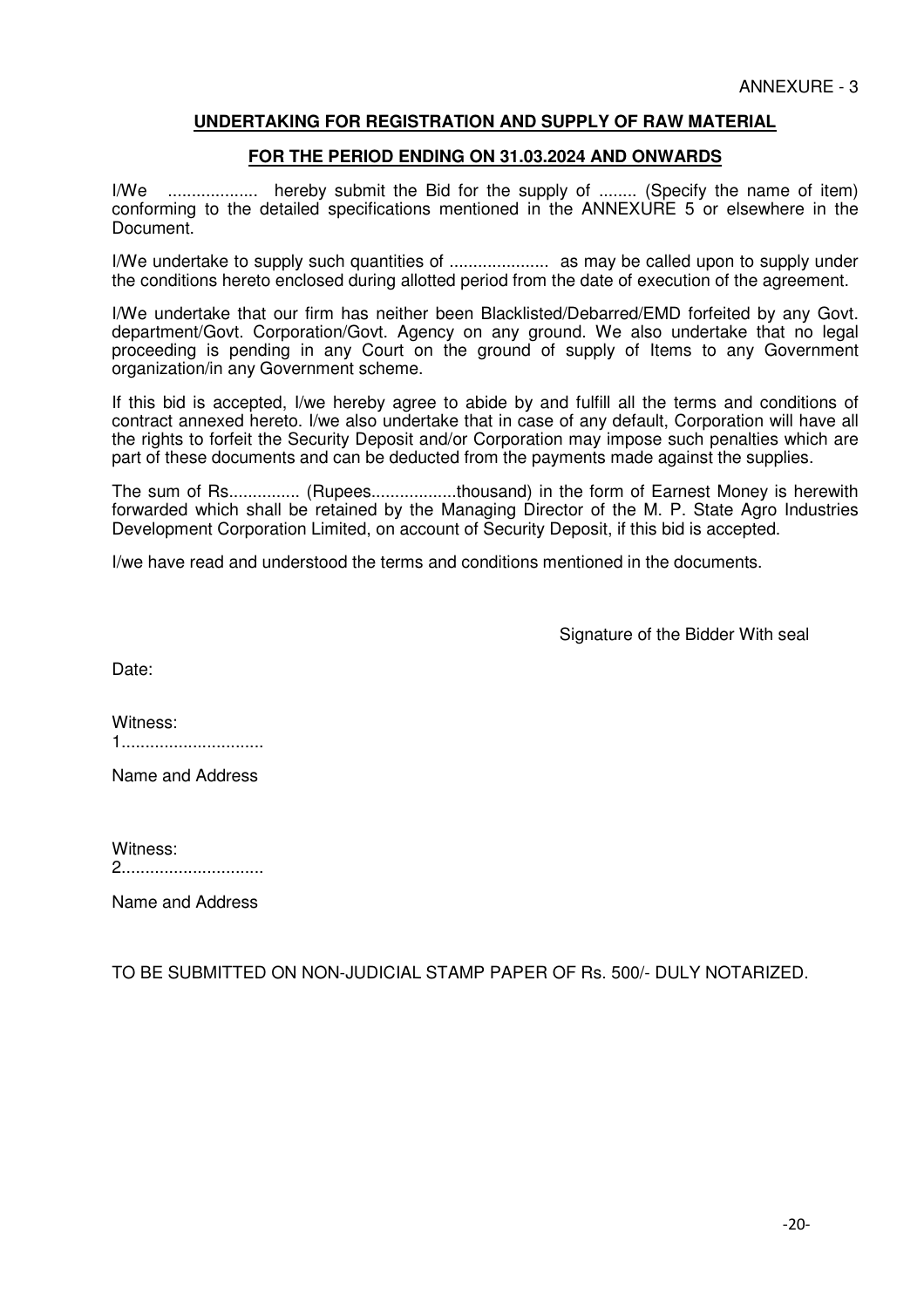ANNEXURE - 3

## UNDERTAKING FOR REGISTRATION AND SUPPLY OF RAW MATERIAL

### FOR THE PERIOD ENDING ON 31.03.2024 AND ONWARDS

I/We ................... hereby submit the Bid for the supply of ........ (Specify the name of item) conforming to the detailed specifications mentioned in the ANNEXURE 5 or elsewhere in the Document.

I/We undertake to supply such quantities of ..................... as may be called upon to supply under the conditions hereto enclosed during allotted period from the date of execution of the agreement.

I/We undertake that our firm has neither been Blacklisted/Debarred/EMD forfeited by any Govt. department/Govt. Corporation/Govt. Agency on any ground. We also undertake that no legal proceeding is pending in any Court on the ground of supply of Items to any Government organization/in any Government scheme.

If this bid is accepted, I/we hereby agree to abide by and fulfill all the terms and conditions of contract annexed hereto. I/we also undertake that in case of any default, Corporation will have all the rights to forfeit the Security Deposit and/or Corporation may impose such penalties which are part of these documents and can be deducted from the payments made against the supplies.

The sum of Rs............... (Rupees..................thousand) in the form of Earnest Money is herewith forwarded which shall be retained by the Managing Director of the M. P. State Agro Industries Development Corporation Limited, on account of Security Deposit, if this bid is accepted.

I/we have read and understood the terms and conditions mentioned in the documents.

Signature of the Bidder With seal

Date:

Witness:
1..............................

Name and Address

Witness:
2..............................

Name and Address

TO BE SUBMITTED ON NON-JUDICIAL STAMP PAPER OF Rs. 500/- DULY NOTARIZED.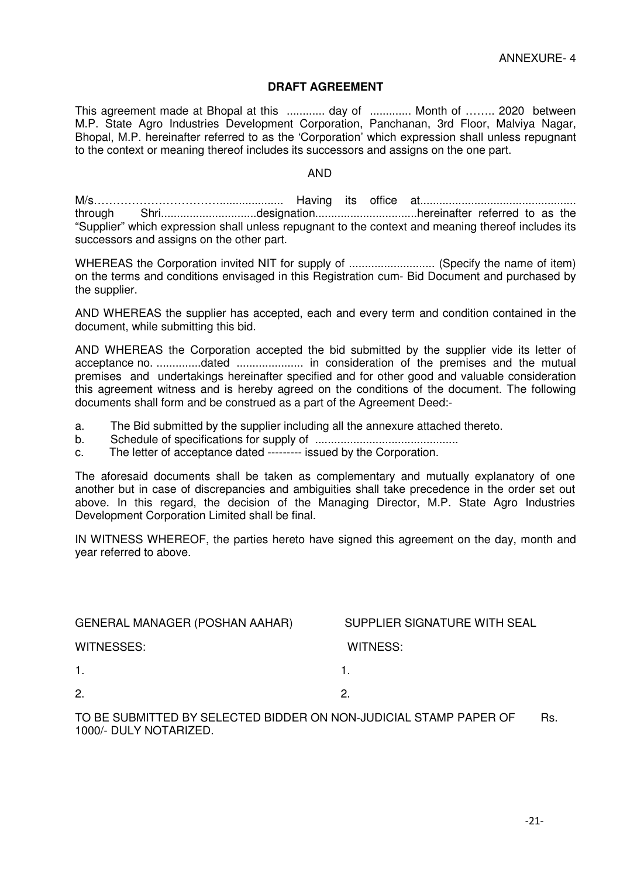ANNEXURE- 4

**DRAFT AGREEMENT**

This agreement made at Bhopal at this ............ day of ............. Month of …….. 2020 between M.P. State Agro Industries Development Corporation, Panchanan, 3rd Floor, Malviya Nagar, Bhopal, M.P. hereinafter referred to as the 'Corporation' which expression shall unless repugnant to the context or meaning thereof includes its successors and assigns on the one part.

AND

M/s………………………….................... Having its office at................................................. through Shri..............................designation................................hereinafter referred to as the "Supplier" which expression shall unless repugnant to the context and meaning thereof includes its successors and assigns on the other part.

WHEREAS the Corporation invited NIT for supply of ........................... (Specify the name of item) on the terms and conditions envisaged in this Registration cum- Bid Document and purchased by the supplier.

AND WHEREAS the supplier has accepted, each and every term and condition contained in the document, while submitting this bid.

AND WHEREAS the Corporation accepted the bid submitted by the supplier vide its letter of acceptance no. ..............dated ..................... in consideration of the premises and the mutual premises and undertakings hereinafter specified and for other good and valuable consideration this agreement witness and is hereby agreed on the conditions of the document. The following documents shall form and be construed as a part of the Agreement Deed:-

a. The Bid submitted by the supplier including all the annexure attached thereto.
b. Schedule of specifications for supply of .............................................
c. The letter of acceptance dated --------- issued by the Corporation.

The aforesaid documents shall be taken as complementary and mutually explanatory of one another but in case of discrepancies and ambiguities shall take precedence in the order set out above. In this regard, the decision of the Managing Director, M.P. State Agro Industries Development Corporation Limited shall be final.

IN WITNESS WHEREOF, the parties hereto have signed this agreement on the day, month and year referred to above.

| GENERAL MANAGER (POSHAN AAHAR) | SUPPLIER SIGNATURE WITH SEAL |
|---|---|
| WITNESSES: | WITNESS: |
| 1. | 1. |
| 2. | 2. |

TO BE SUBMITTED BY SELECTED BIDDER ON NON-JUDICIAL STAMP PAPER OF Rs. 1000/- DULY NOTARIZED.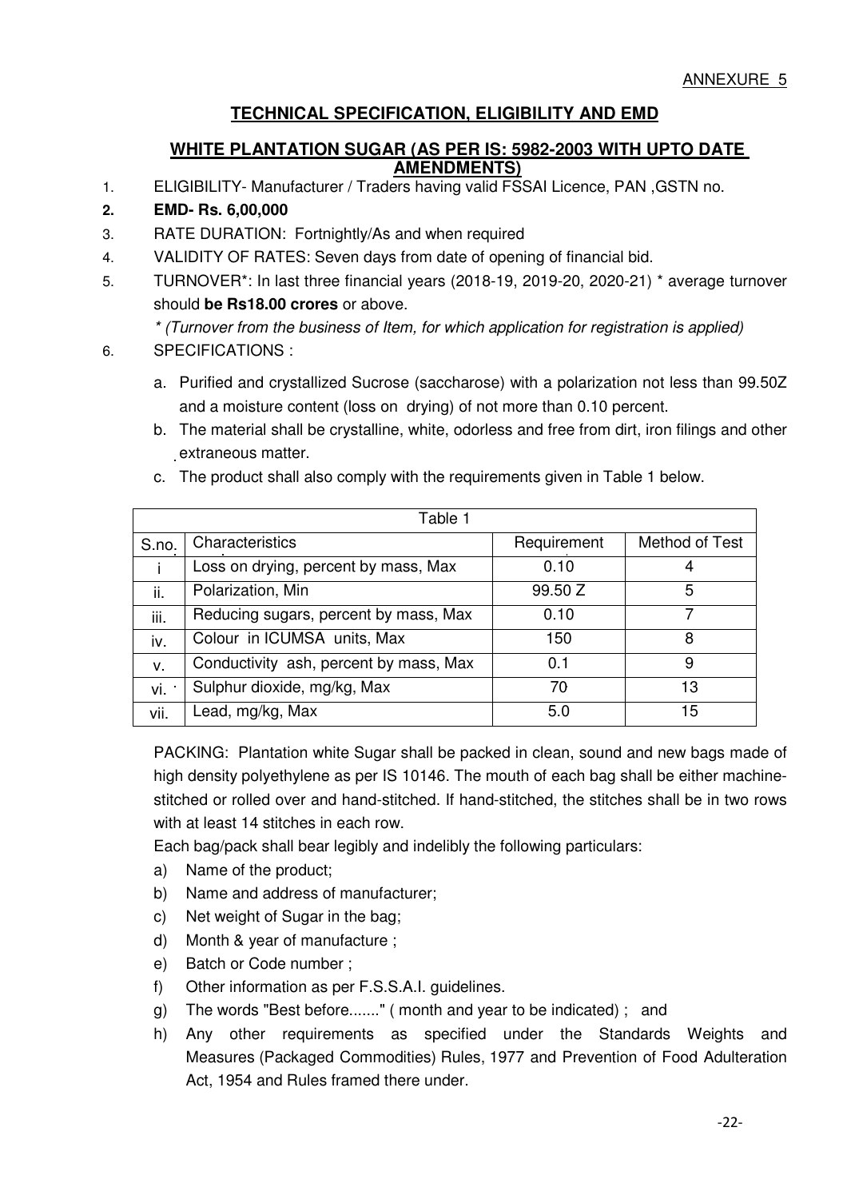ANNEXURE 5

## TECHNICAL SPECIFICATION, ELIGIBILITY AND EMD

### WHITE PLANTATION SUGAR (AS PER IS: 5982-2003 WITH UPTO DATE AMENDMENTS)

1. ELIGIBILITY- Manufacturer / Traders having valid FSSAI Licence, PAN ,GSTN no.
2. **EMD- Rs. 6,00,000**
3. RATE DURATION: Fortnightly/As and when required
4. VALIDITY OF RATES: Seven days from date of opening of financial bid.
5. TURNOVER*: In last three financial years (2018-19, 2019-20, 2020-21) * average turnover should **be Rs18.00 crores** or above.

   *\* (Turnover from the business of Item, for which application for registration is applied)*
6. SPECIFICATIONS :

   a. Purified and crystallized Sucrose (saccharose) with a polarization not less than 99.50Z and a moisture content (loss on drying) of not more than 0.10 percent.

   b. The material shall be crystalline, white, odorless and free from dirt, iron filings and other extraneous matter.

   c. The product shall also comply with the requirements given in Table 1 below.

| Table 1 | | | |
|---|---|---|---|
| S.no. | Characteristics | Requirement | Method of Test |
| i | Loss on drying, percent by mass, Max | 0.10 | 4 |
| ii. | Polarization, Min | 99.50 Z | 5 |
| iii. | Reducing sugars, percent by mass, Max | 0.10 | 7 |
| iv. | Colour in ICUMSA units, Max | 150 | 8 |
| v. | Conductivity ash, percent by mass, Max | 0.1 | 9 |
| vi. | Sulphur dioxide, mg/kg, Max | 70 | 13 |
| vii. | Lead, mg/kg, Max | 5.0 | 15 |

PACKING: Plantation white Sugar shall be packed in clean, sound and new bags made of high density polyethylene as per IS 10146. The mouth of each bag shall be either machine-stitched or rolled over and hand-stitched. If hand-stitched, the stitches shall be in two rows with at least 14 stitches in each row.

Each bag/pack shall bear legibly and indelibly the following particulars:

a) Name of the product;
b) Name and address of manufacturer;
c) Net weight of Sugar in the bag;
d) Month & year of manufacture ;
e) Batch or Code number ;
f) Other information as per F.S.S.A.I. guidelines.
g) The words "Best before......." ( month and year to be indicated) ; and
h) Any other requirements as specified under the Standards Weights and Measures (Packaged Commodities) Rules, 1977 and Prevention of Food Adulteration Act, 1954 and Rules framed there under.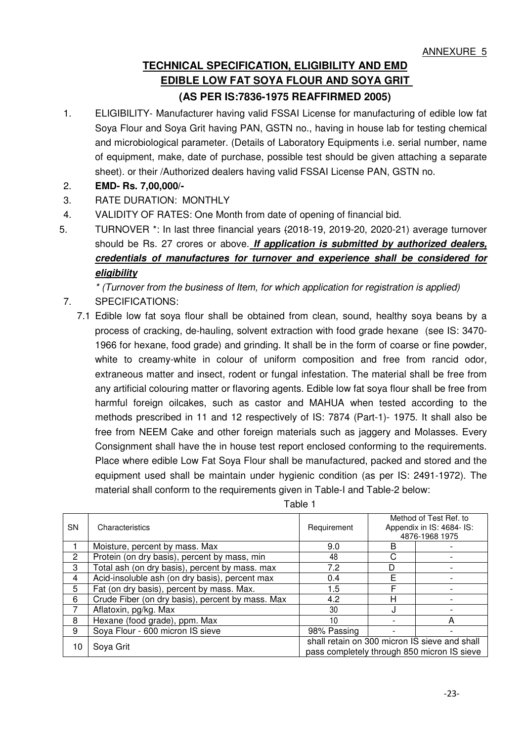ANNEXURE 5

# TECHNICAL SPECIFICATION, ELIGIBILITY AND EMD
## EDIBLE LOW FAT SOYA FLOUR AND SOYA GRIT
## (AS PER IS:7836-1975 REAFFIRMED 2005)

1. ELIGIBILITY- Manufacturer having valid FSSAI License for manufacturing of edible low fat Soya Flour and Soya Grit having PAN, GSTN no., having in house lab for testing chemical and microbiological parameter. (Details of Laboratory Equipments i.e. serial number, name of equipment, make, date of purchase, possible test should be given attaching a separate sheet). or their /Authorized dealers having valid FSSAI License PAN, GSTN no.
2. **EMD- Rs. 7,00,000/-**
3. RATE DURATION: MONTHLY
4. VALIDITY OF RATES: One Month from date of opening of financial bid.
5. TURNOVER *: In last three financial years (2018-19, 2019-20, 2020-21) average turnover should be Rs. 27 crores or above. ***If application is submitted by authorized dealers, credentials of manufactures for turnover and experience shall be considered for eligibility***

   *\* (Turnover from the business of Item, for which application for registration is applied)*

7. SPECIFICATIONS:

   7.1 Edible low fat soya flour shall be obtained from clean, sound, healthy soya beans by a process of cracking, de-hauling, solvent extraction with food grade hexane (see IS: 3470-1966 for hexane, food grade) and grinding. It shall be in the form of coarse or fine powder, white to creamy-white in colour of uniform composition and free from rancid odor, extraneous matter and insect, rodent or fungal infestation. The material shall be free from any artificial colouring matter or flavoring agents. Edible low fat soya flour shall be free from harmful foreign oilcakes, such as castor and MAHUA when tested according to the methods prescribed in 11 and 12 respectively of IS: 7874 (Part-1)- 1975. It shall also be free from NEEM Cake and other foreign materials such as jaggery and Molasses. Every Consignment shall have the in house test report enclosed conforming to the requirements. Place where edible Low Fat Soya Flour shall be manufactured, packed and stored and the equipment used shall be maintain under hygienic condition (as per IS: 2491-1972). The material shall conform to the requirements given in Table-I and Table-2 below:

Table 1

| SN | Characteristics | Requirement | Method of Test Ref. to Appendix in IS: 4684- IS: 4876-1968 1975 | |
|---|---|---|---|---|
| 1 | Moisture, percent by mass. Max | 9.0 | B | - |
| 2 | Protein (on dry basis), percent by mass, min | 48 | C | - |
| 3 | Total ash (on dry basis), percent by mass. max | 7.2 | D | - |
| 4 | Acid-insoluble ash (on dry basis), percent max | 0.4 | E | - |
| 5 | Fat (on dry basis), percent by mass. Max. | 1.5 | F | - |
| 6 | Crude Fiber (on dry basis), percent by mass. Max | 4.2 | H | - |
| 7 | Aflatoxin, pg/kg. Max | 30 | J | - |
| 8 | Hexane (food grade), ppm. Max | 10 | - | A |
| 9 | Soya Flour - 600 micron IS sieve | 98% Passing | - | - |
| 10 | Soya Grit | shall retain on 300 micron IS sieve and shall pass completely through 850 micron IS sieve | | |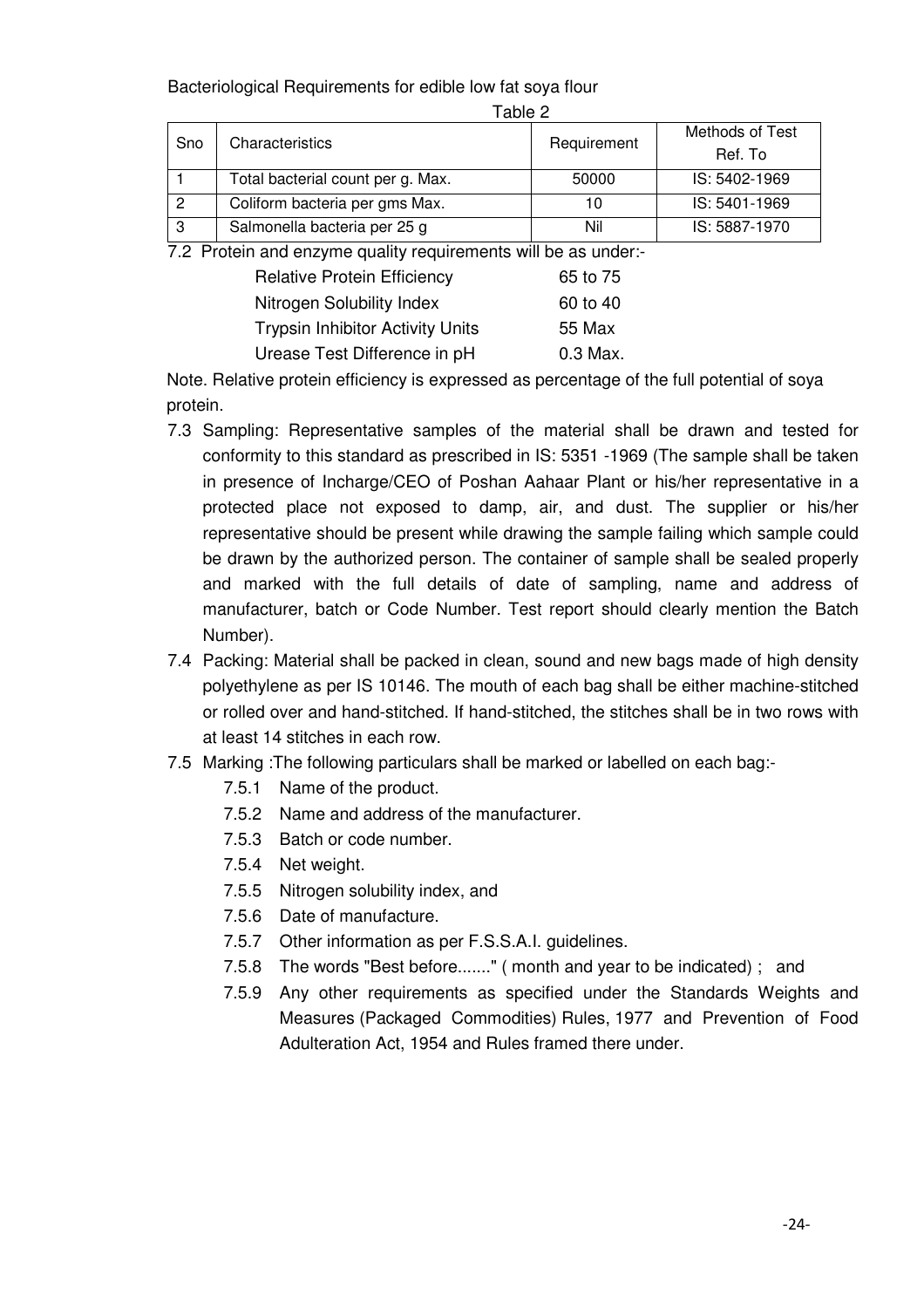Bacteriological Requirements for edible low fat soya flour

Table 2

| Sno | Characteristics | Requirement | Methods of Test Ref. To |
|---|---|---|---|
| 1 | Total bacterial count per g. Max. | 50000 | IS: 5402-1969 |
| 2 | Coliform bacteria per gms Max. | 10 | IS: 5401-1969 |
| 3 | Salmonella bacteria per 25 g | Nil | IS: 5887-1970 |

7.2 Protein and enzyme quality requirements will be as under:-

| | |
|---|---|
| Relative Protein Efficiency | 65 to 75 |
| Nitrogen Solubility Index | 60 to 40 |
| Trypsin Inhibitor Activity Units | 55 Max |
| Urease Test Difference in pH | 0.3 Max. |

Note. Relative protein efficiency is expressed as percentage of the full potential of soya protein.

7.3 Sampling: Representative samples of the material shall be drawn and tested for conformity to this standard as prescribed in IS: 5351 -1969 (The sample shall be taken in presence of Incharge/CEO of Poshan Aahaar Plant or his/her representative in a protected place not exposed to damp, air, and dust. The supplier or his/her representative should be present while drawing the sample failing which sample could be drawn by the authorized person. The container of sample shall be sealed properly and marked with the full details of date of sampling, name and address of manufacturer, batch or Code Number. Test report should clearly mention the Batch Number).

7.4 Packing: Material shall be packed in clean, sound and new bags made of high density polyethylene as per IS 10146. The mouth of each bag shall be either machine-stitched or rolled over and hand-stitched. If hand-stitched, the stitches shall be in two rows with at least 14 stitches in each row.

7.5 Marking :The following particulars shall be marked or labelled on each bag:-

- 7.5.1 Name of the product.
- 7.5.2 Name and address of the manufacturer.
- 7.5.3 Batch or code number.
- 7.5.4 Net weight.
- 7.5.5 Nitrogen solubility index, and
- 7.5.6 Date of manufacture.
- 7.5.7 Other information as per F.S.S.A.I. guidelines.
- 7.5.8 The words "Best before......." ( month and year to be indicated) ; and
- 7.5.9 Any other requirements as specified under the Standards Weights and Measures (Packaged Commodities) Rules, 1977 and Prevention of Food Adulteration Act, 1954 and Rules framed there under.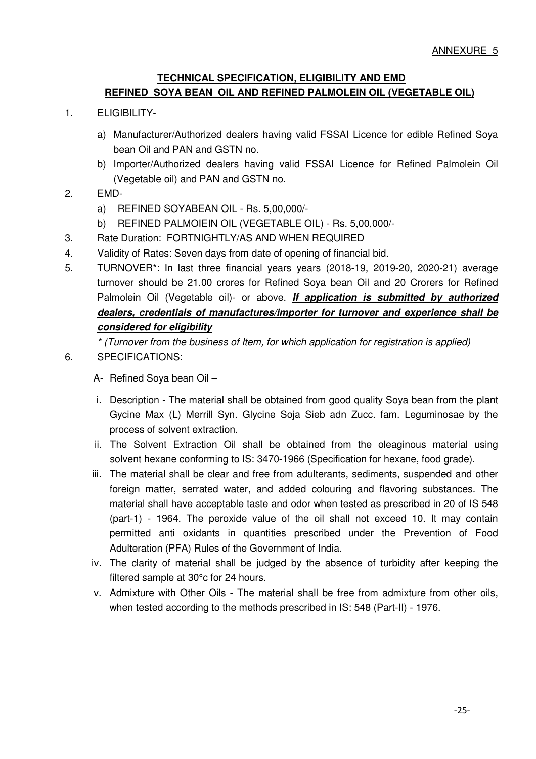ANNEXURE 5

## TECHNICAL SPECIFICATION, ELIGIBILITY AND EMD
## REFINED SOYA BEAN OIL AND REFINED PALMOLEIN OIL (VEGETABLE OIL)

1. ELIGIBILITY-
   a) Manufacturer/Authorized dealers having valid FSSAI Licence for edible Refined Soya bean Oil and PAN and GSTN no.
   b) Importer/Authorized dealers having valid FSSAI Licence for Refined Palmolein Oil (Vegetable oil) and PAN and GSTN no.
2. EMD-
   a) REFINED SOYABEAN OIL - Rs. 5,00,000/-
   b) REFINED PALMOIEIN OIL (VEGETABLE OIL) - Rs. 5,00,000/-
3. Rate Duration: FORTNIGHTLY/AS AND WHEN REQUIRED
4. Validity of Rates: Seven days from date of opening of financial bid.
5. TURNOVER*: In last three financial years years (2018-19, 2019-20, 2020-21) average turnover should be 21.00 crores for Refined Soya bean Oil and 20 Crorers for Refined Palmolein Oil (Vegetable oil)- or above. ***If application is submitted by authorized dealers, credentials of manufactures/importer for turnover and experience shall be considered for eligibility***

   *\* (Turnover from the business of Item, for which application for registration is applied)*
6. SPECIFICATIONS:

   A- Refined Soya bean Oil –

   i. Description - The material shall be obtained from good quality Soya bean from the plant Gycine Max (L) Merrill Syn. Glycine Soja Sieb adn Zucc. fam. Leguminosae by the process of solvent extraction.
   ii. The Solvent Extraction Oil shall be obtained from the oleaginous material using solvent hexane conforming to IS: 3470-1966 (Specification for hexane, food grade).
   iii. The material shall be clear and free from adulterants, sediments, suspended and other foreign matter, serrated water, and added colouring and flavoring substances. The material shall have acceptable taste and odor when tested as prescribed in 20 of IS 548 (part-1) - 1964. The peroxide value of the oil shall not exceed 10. It may contain permitted anti oxidants in quantities prescribed under the Prevention of Food Adulteration (PFA) Rules of the Government of India.
   iv. The clarity of material shall be judged by the absence of turbidity after keeping the filtered sample at 30°c for 24 hours.
   v. Admixture with Other Oils - The material shall be free from admixture from other oils, when tested according to the methods prescribed in IS: 548 (Part-II) - 1976.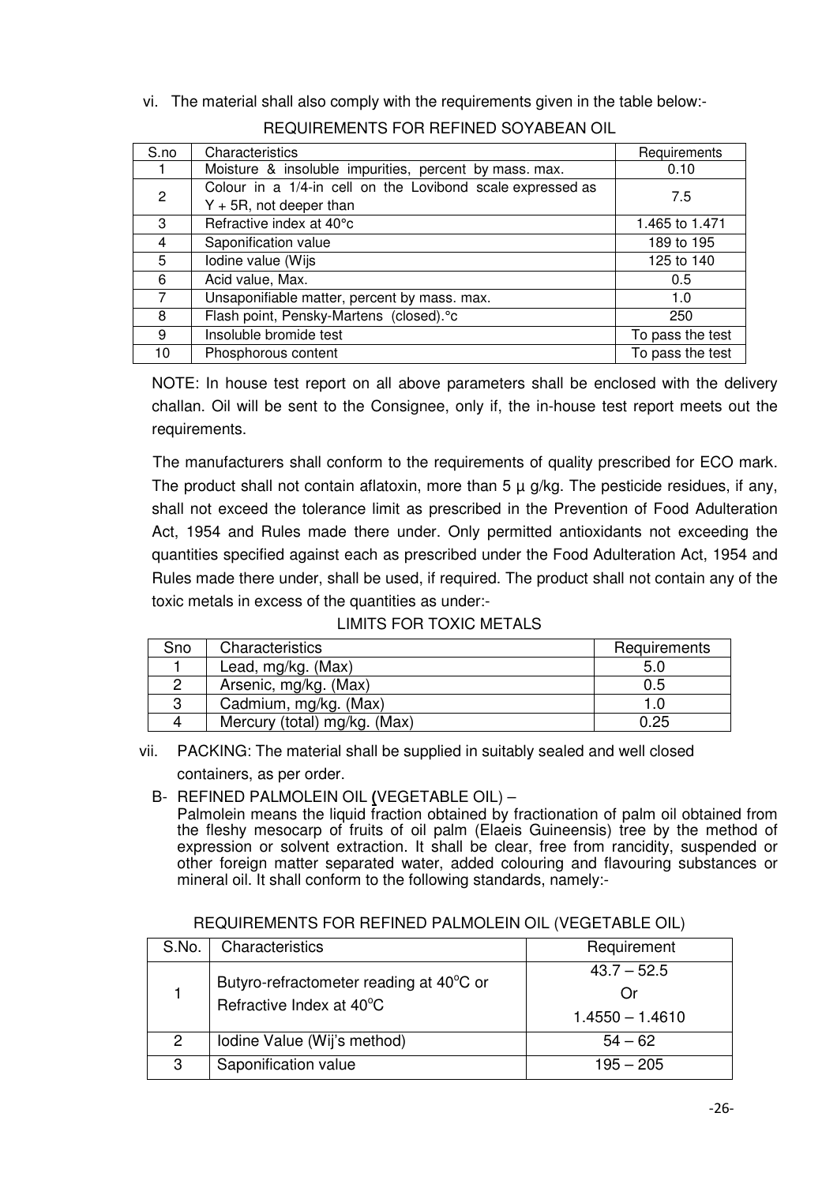vi. The material shall also comply with the requirements given in the table below:-

REQUIREMENTS FOR REFINED SOYABEAN OIL

| S.no | Characteristics | Requirements |
|---|---|---|
| 1 | Moisture & insoluble impurities, percent by mass. max. | 0.10 |
| 2 | Colour in a 1/4-in cell on the Lovibond scale expressed as Y + 5R, not deeper than | 7.5 |
| 3 | Refractive index at 40°c | 1.465 to 1.471 |
| 4 | Saponification value | 189 to 195 |
| 5 | Iodine value (Wijs | 125 to 140 |
| 6 | Acid value, Max. | 0.5 |
| 7 | Unsaponifiable matter, percent by mass. max. | 1.0 |
| 8 | Flash point, Pensky-Martens (closed).°c | 250 |
| 9 | Insoluble bromide test | To pass the test |
| 10 | Phosphorous content | To pass the test |

NOTE: In house test report on all above parameters shall be enclosed with the delivery challan. Oil will be sent to the Consignee, only if, the in-house test report meets out the requirements.

The manufacturers shall conform to the requirements of quality prescribed for ECO mark. The product shall not contain aflatoxin, more than 5 µ g/kg. The pesticide residues, if any, shall not exceed the tolerance limit as prescribed in the Prevention of Food Adulteration Act, 1954 and Rules made there under. Only permitted antioxidants not exceeding the quantities specified against each as prescribed under the Food Adulteration Act, 1954 and Rules made there under, shall be used, if required. The product shall not contain any of the toxic metals in excess of the quantities as under:-

LIMITS FOR TOXIC METALS

| Sno | Characteristics | Requirements |
|---|---|---|
| 1 | Lead, mg/kg. (Max) | 5.0 |
| 2 | Arsenic, mg/kg. (Max) | 0.5 |
| 3 | Cadmium, mg/kg. (Max) | 1.0 |
| 4 | Mercury (total) mg/kg. (Max) | 0.25 |

vii. PACKING: The material shall be supplied in suitably sealed and well closed containers, as per order.

B- REFINED PALMOLEIN OIL (VEGETABLE OIL) –
Palmolein means the liquid fraction obtained by fractionation of palm oil obtained from the fleshy mesocarp of fruits of oil palm (Elaeis Guineensis) tree by the method of expression or solvent extraction. It shall be clear, free from rancidity, suspended or other foreign matter separated water, added colouring and flavouring substances or mineral oil. It shall conform to the following standards, namely:-

REQUIREMENTS FOR REFINED PALMOLEIN OIL (VEGETABLE OIL)

| S.No. | Characteristics | Requirement |
|---|---|---|
| 1 | Butyro-refractometer reading at 40°C or Refractive Index at 40°C | 43.7 – 52.5 Or 1.4550 – 1.4610 |
| 2 | Iodine Value (Wij's method) | 54 – 62 |
| 3 | Saponification value | 195 – 205 |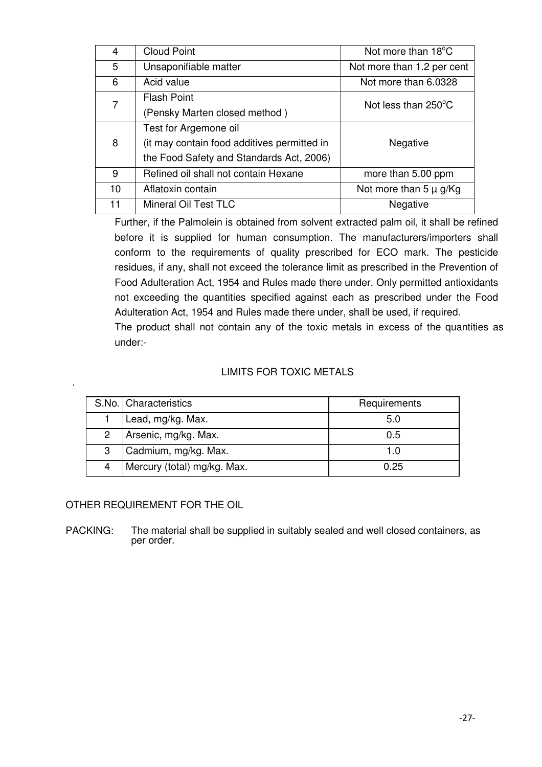| | | |
|---|---|---|
| 4 | Cloud Point | Not more than 18°C |
| 5 | Unsaponifiable matter | Not more than 1.2 per cent |
| 6 | Acid value | Not more than 6.0328 |
| 7 | Flash Point<br>(Pensky Marten closed method ) | Not less than 250°C |
| 8 | Test for Argemone oil<br>(it may contain food additives permitted in the Food Safety and Standards Act, 2006) | Negative |
| 9 | Refined oil shall not contain Hexane | more than 5.00 ppm |
| 10 | Aflatoxin contain | Not more than 5 µ g/Kg |
| 11 | Mineral Oil Test TLC | Negative |

Further, if the Palmolein is obtained from solvent extracted palm oil, it shall be refined before it is supplied for human consumption. The manufacturers/importers shall conform to the requirements of quality prescribed for ECO mark. The pesticide residues, if any, shall not exceed the tolerance limit as prescribed in the Prevention of Food Adulteration Act, 1954 and Rules made there under. Only permitted antioxidants not exceeding the quantities specified against each as prescribed under the Food Adulteration Act, 1954 and Rules made there under, shall be used, if required.

The product shall not contain any of the toxic metals in excess of the quantities as under:-

LIMITS FOR TOXIC METALS

| S.No. | Characteristics | Requirements |
|---|---|---|
| 1 | Lead, mg/kg. Max. | 5.0 |
| 2 | Arsenic, mg/kg. Max. | 0.5 |
| 3 | Cadmium, mg/kg. Max. | 1.0 |
| 4 | Mercury (total) mg/kg. Max. | 0.25 |

OTHER REQUIREMENT FOR THE OIL

PACKING: The material shall be supplied in suitably sealed and well closed containers, as per order.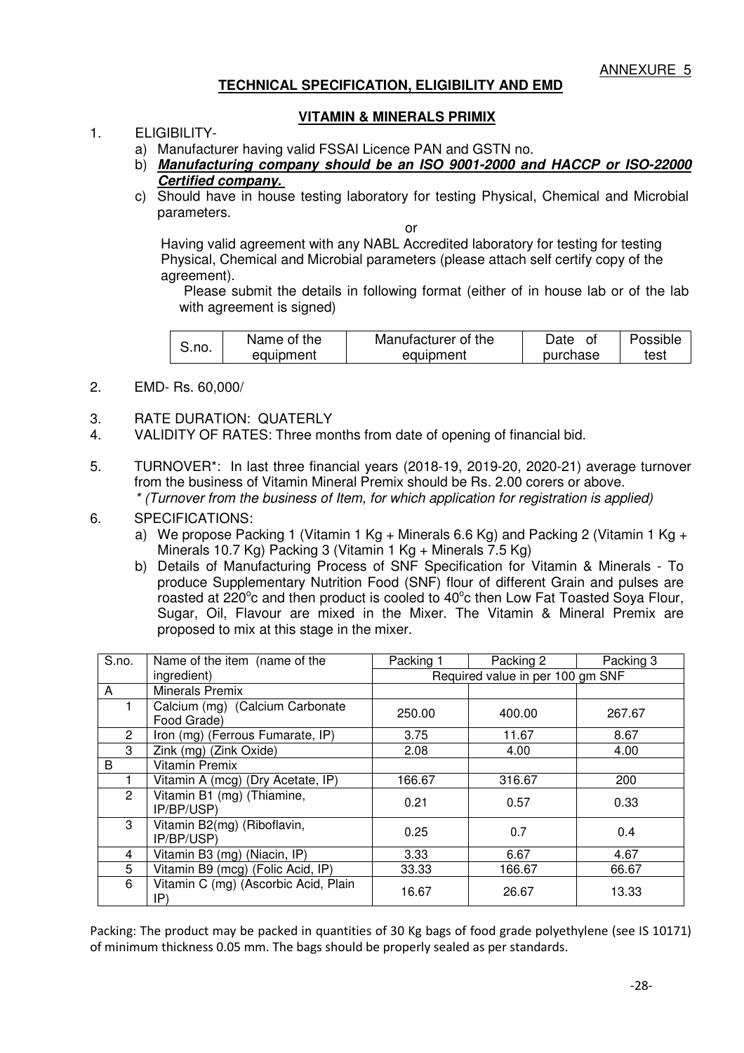ANNEXURE 5

## TECHNICAL SPECIFICATION, ELIGIBILITY AND EMD

### VITAMIN & MINERALS PRIMIX

1. ELIGIBILITY-
   a) Manufacturer having valid FSSAI Licence PAN and GSTN no.
   b) ***Manufacturing company should be an ISO 9001-2000 and HACCP or ISO-22000 Certified company.***
   c) Should have in house testing laboratory for testing Physical, Chemical and Microbial parameters.

   or

   Having valid agreement with any NABL Accredited laboratory for testing for testing Physical, Chemical and Microbial parameters (please attach self certify copy of the agreement).

   Please submit the details in following format (either of in house lab or of the lab with agreement is signed)

| S.no. | Name of the equipment | Manufacturer of the equipment | Date of purchase | Possible test |
|---|---|---|---|---|

2. EMD- Rs. 60,000/
3. RATE DURATION: QUATERLY
4. VALIDITY OF RATES: Three months from date of opening of financial bid.
5. TURNOVER*: In last three financial years (2018-19, 2019-20, 2020-21) average turnover from the business of Vitamin Mineral Premix should be Rs. 2.00 corers or above.
   *\* (Turnover from the business of Item, for which application for registration is applied)*
6. SPECIFICATIONS:
   a) We propose Packing 1 (Vitamin 1 Kg + Minerals 6.6 Kg) and Packing 2 (Vitamin 1 Kg + Minerals 10.7 Kg) Packing 3 (Vitamin 1 Kg + Minerals 7.5 Kg)
   b) Details of Manufacturing Process of SNF Specification for Vitamin & Minerals - To produce Supplementary Nutrition Food (SNF) flour of different Grain and pulses are roasted at 220°c and then product is cooled to 40°c then Low Fat Toasted Soya Flour, Sugar, Oil, Flavour are mixed in the Mixer. The Vitamin & Mineral Premix are proposed to mix at this stage in the mixer.

| S.no. | Name of the item (name of the ingredient) | Packing 1 | Packing 2 | Packing 3 |
|---|---|---|---|---|
| | | Required value in per 100 gm SNF | | |
| A | Minerals Premix | | | |
| 1 | Calcium (mg) (Calcium Carbonate Food Grade) | 250.00 | 400.00 | 267.67 |
| 2 | Iron (mg) (Ferrous Fumarate, IP) | 3.75 | 11.67 | 8.67 |
| 3 | Zink (mg) (Zink Oxide) | 2.08 | 4.00 | 4.00 |
| B | Vitamin Premix | | | |
| 1 | Vitamin A (mcg) (Dry Acetate, IP) | 166.67 | 316.67 | 200 |
| 2 | Vitamin B1 (mg) (Thiamine, IP/BP/USP) | 0.21 | 0.57 | 0.33 |
| 3 | Vitamin B2(mg) (Riboflavin, IP/BP/USP) | 0.25 | 0.7 | 0.4 |
| 4 | Vitamin B3 (mg) (Niacin, IP) | 3.33 | 6.67 | 4.67 |
| 5 | Vitamin B9 (mcg) (Folic Acid, IP) | 33.33 | 166.67 | 66.67 |
| 6 | Vitamin C (mg) (Ascorbic Acid, Plain IP) | 16.67 | 26.67 | 13.33 |

Packing: The product may be packed in quantities of 30 Kg bags of food grade polyethylene (see IS 10171) of minimum thickness 0.05 mm. The bags should be properly sealed as per standards.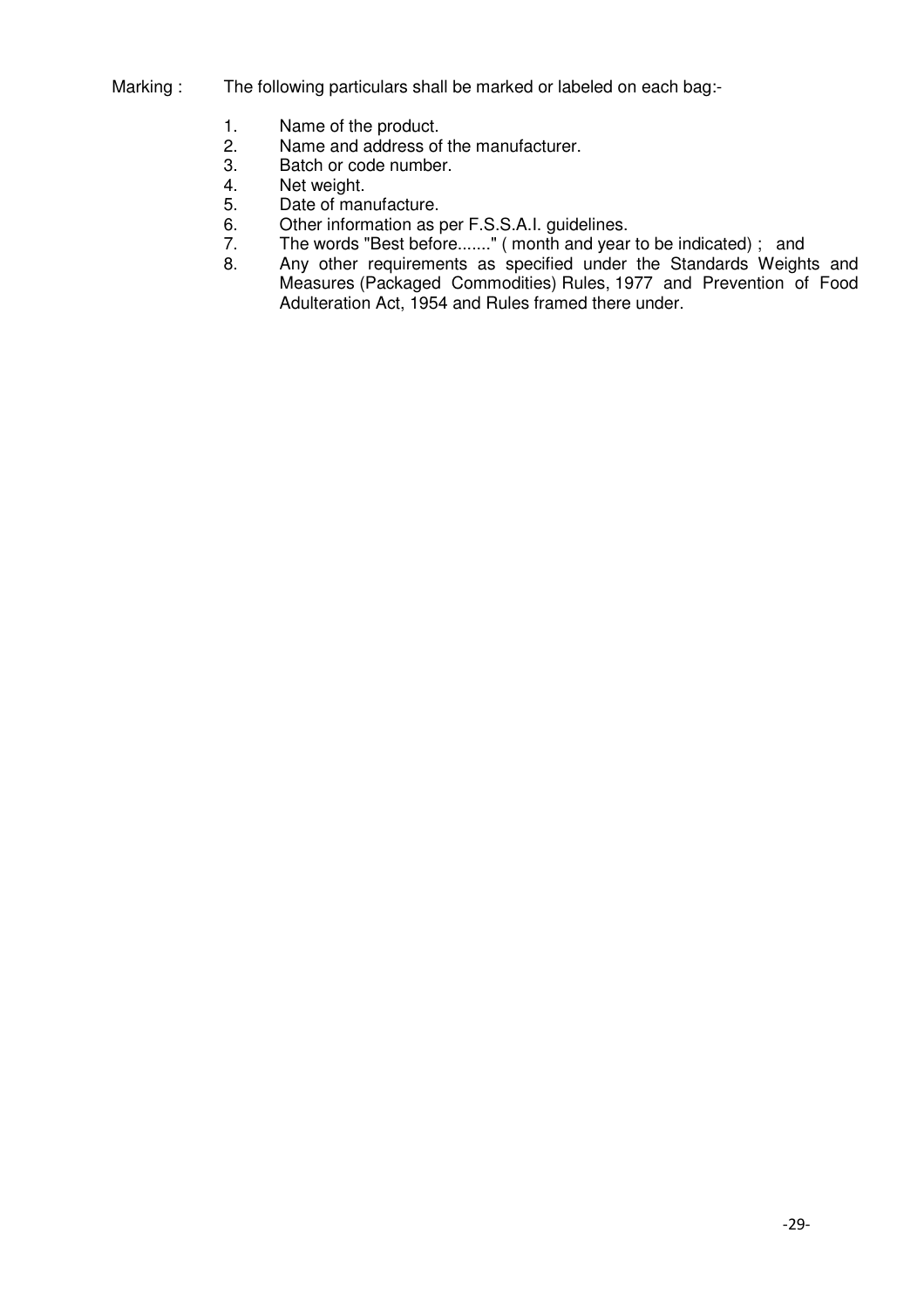Marking : The following particulars shall be marked or labeled on each bag:-

1. Name of the product.
2. Name and address of the manufacturer.
3. Batch or code number.
4. Net weight.
5. Date of manufacture.
6. Other information as per F.S.S.A.I. guidelines.
7. The words "Best before......." ( month and year to be indicated) ; and
8. Any other requirements as specified under the Standards Weights and Measures (Packaged Commodities) Rules, 1977 and Prevention of Food Adulteration Act, 1954 and Rules framed there under.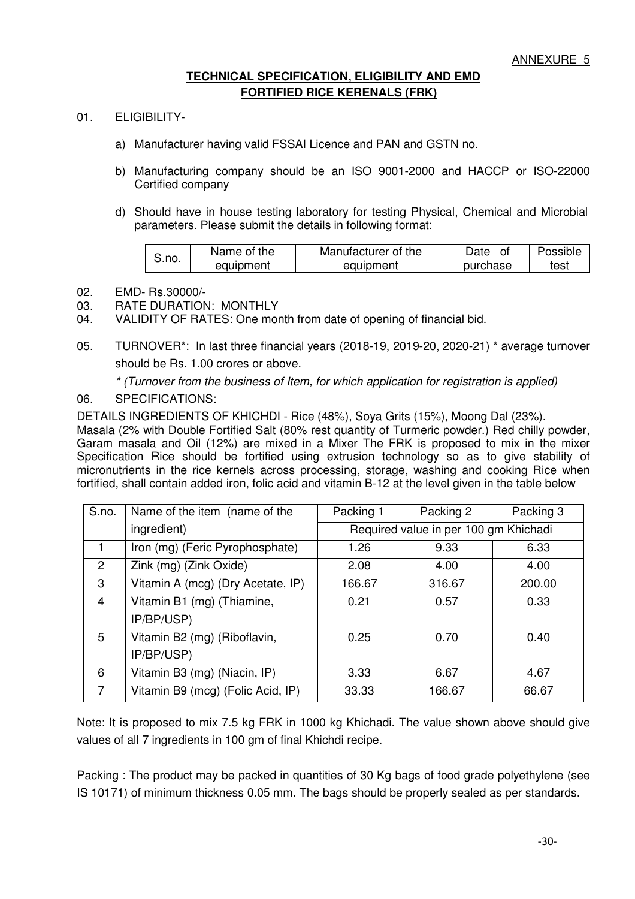ANNEXURE 5

**TECHNICAL SPECIFICATION, ELIGIBILITY AND EMD**
**FORTIFIED RICE KERENALS (FRK)**

01. ELIGIBILITY-

a) Manufacturer having valid FSSAI Licence and PAN and GSTN no.

b) Manufacturing company should be an ISO 9001-2000 and HACCP or ISO-22000 Certified company

d) Should have in house testing laboratory for testing Physical, Chemical and Microbial parameters. Please submit the details in following format:

| S.no. | Name of the equipment | Manufacturer of the equipment | Date of purchase | Possible test |
|---|---|---|---|---|

02. EMD- Rs.30000/-
03. RATE DURATION: MONTHLY
04. VALIDITY OF RATES: One month from date of opening of financial bid.
05. TURNOVER*: In last three financial years (2018-19, 2019-20, 2020-21) * average turnover should be Rs. 1.00 crores or above.

*\* (Turnover from the business of Item, for which application for registration is applied)*

06. SPECIFICATIONS:

DETAILS INGREDIENTS OF KHICHDI - Rice (48%), Soya Grits (15%), Moong Dal (23%). Masala (2% with Double Fortified Salt (80% rest quantity of Turmeric powder.) Red chilly powder, Garam masala and Oil (12%) are mixed in a Mixer The FRK is proposed to mix in the mixer Specification Rice should be fortified using extrusion technology so as to give stability of micronutrients in the rice kernels across processing, storage, washing and cooking Rice when fortified, shall contain added iron, folic acid and vitamin B-12 at the level given in the table below

| S.no. | Name of the item (name of the ingredient) | Packing 1 | Packing 2 | Packing 3 |
|---|---|---|---|---|
| | | Required value in per 100 gm Khichadi | | |
| 1 | Iron (mg) (Feric Pyrophosphate) | 1.26 | 9.33 | 6.33 |
| 2 | Zink (mg) (Zink Oxide) | 2.08 | 4.00 | 4.00 |
| 3 | Vitamin A (mcg) (Dry Acetate, IP) | 166.67 | 316.67 | 200.00 |
| 4 | Vitamin B1 (mg) (Thiamine, IP/BP/USP) | 0.21 | 0.57 | 0.33 |
| 5 | Vitamin B2 (mg) (Riboflavin, IP/BP/USP) | 0.25 | 0.70 | 0.40 |
| 6 | Vitamin B3 (mg) (Niacin, IP) | 3.33 | 6.67 | 4.67 |
| 7 | Vitamin B9 (mcg) (Folic Acid, IP) | 33.33 | 166.67 | 66.67 |

Note: It is proposed to mix 7.5 kg FRK in 1000 kg Khichadi. The value shown above should give values of all 7 ingredients in 100 gm of final Khichdi recipe.

Packing : The product may be packed in quantities of 30 Kg bags of food grade polyethylene (see IS 10171) of minimum thickness 0.05 mm. The bags should be properly sealed as per standards.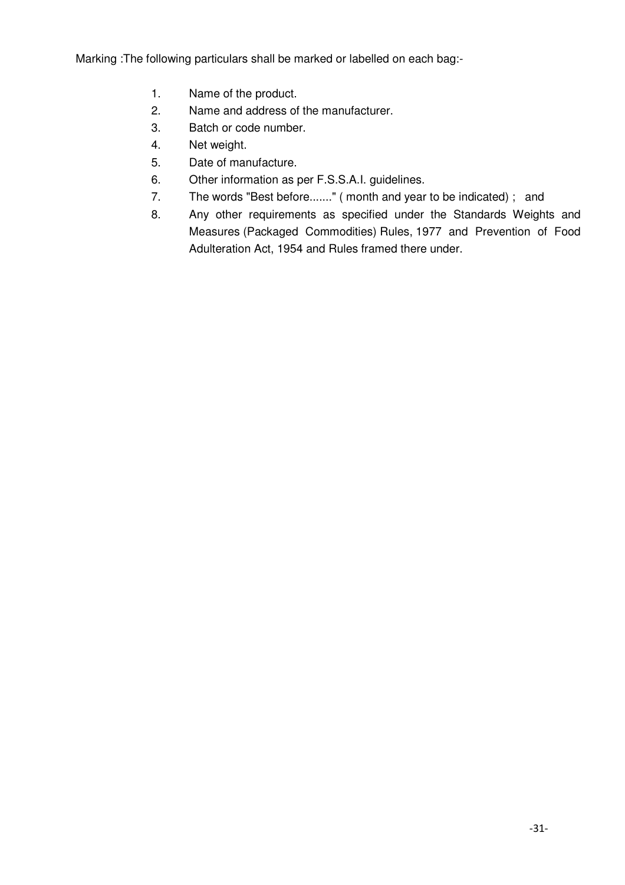Marking :The following particulars shall be marked or labelled on each bag:-

1. Name of the product.
2. Name and address of the manufacturer.
3. Batch or code number.
4. Net weight.
5. Date of manufacture.
6. Other information as per F.S.S.A.I. guidelines.
7. The words "Best before......." ( month and year to be indicated) ; and
8. Any other requirements as specified under the Standards Weights and Measures (Packaged Commodities) Rules, 1977 and Prevention of Food Adulteration Act, 1954 and Rules framed there under.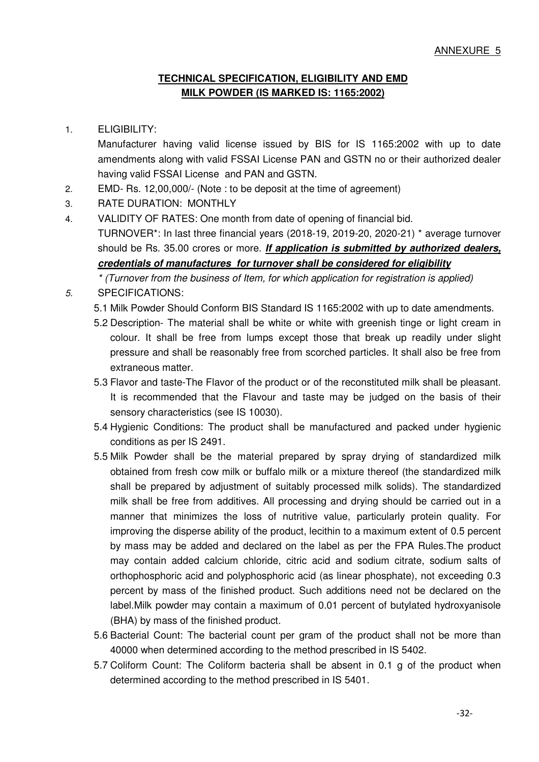ANNEXURE 5

## TECHNICAL SPECIFICATION, ELIGIBILITY AND EMD MILK POWDER (IS MARKED IS: 1165:2002)

1. ELIGIBILITY:
   Manufacturer having valid license issued by BIS for IS 1165:2002 with up to date amendments along with valid FSSAI License PAN and GSTN no or their authorized dealer having valid FSSAI License and PAN and GSTN.
2. EMD- Rs. 12,00,000/- (Note : to be deposit at the time of agreement)
3. RATE DURATION: MONTHLY
4. VALIDITY OF RATES: One month from date of opening of financial bid.
   TURNOVER*: In last three financial years (2018-19, 2019-20, 2020-21) * average turnover should be Rs. 35.00 crores or more. ***If application is submitted by authorized dealers, credentials of manufactures for turnover shall be considered for eligibility***
   *\* (Turnover from the business of Item, for which application for registration is applied)*
5. SPECIFICATIONS:
   - 5.1 Milk Powder Should Conform BIS Standard IS 1165:2002 with up to date amendments.
   - 5.2 Description- The material shall be white or white with greenish tinge or light cream in colour. It shall be free from lumps except those that break up readily under slight pressure and shall be reasonably free from scorched particles. It shall also be free from extraneous matter.
   - 5.3 Flavor and taste-The Flavor of the product or of the reconstituted milk shall be pleasant. It is recommended that the Flavour and taste may be judged on the basis of their sensory characteristics (see IS 10030).
   - 5.4 Hygienic Conditions: The product shall be manufactured and packed under hygienic conditions as per IS 2491.
   - 5.5 Milk Powder shall be the material prepared by spray drying of standardized milk obtained from fresh cow milk or buffalo milk or a mixture thereof (the standardized milk shall be prepared by adjustment of suitably processed milk solids). The standardized milk shall be free from additives. All processing and drying should be carried out in a manner that minimizes the loss of nutritive value, particularly protein quality. For improving the disperse ability of the product, lecithin to a maximum extent of 0.5 percent by mass may be added and declared on the label as per the FPA Rules.The product may contain added calcium chloride, citric acid and sodium citrate, sodium salts of orthophosphoric acid and polyphosphoric acid (as linear phosphate), not exceeding 0.3 percent by mass of the finished product. Such additions need not be declared on the label.Milk powder may contain a maximum of 0.01 percent of butylated hydroxyanisole (BHA) by mass of the finished product.
   - 5.6 Bacterial Count: The bacterial count per gram of the product shall not be more than 40000 when determined according to the method prescribed in IS 5402.
   - 5.7 Coliform Count: The Coliform bacteria shall be absent in 0.1 g of the product when determined according to the method prescribed in IS 5401.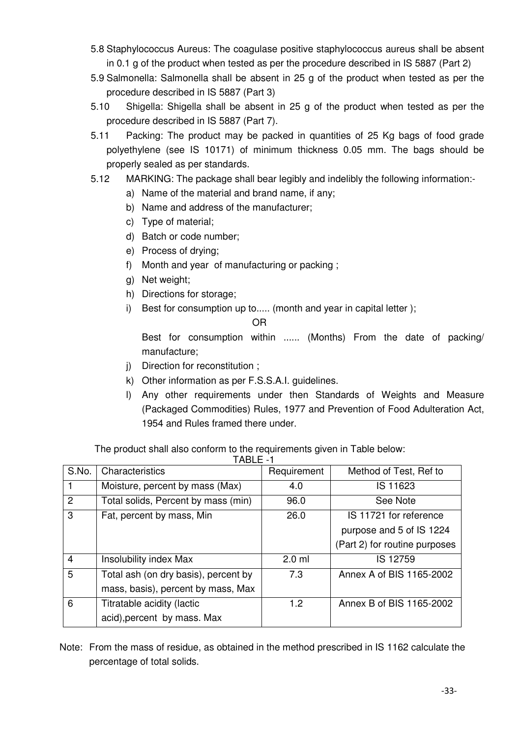5.8 Staphylococcus Aureus: The coagulase positive staphylococcus aureus shall be absent in 0.1 g of the product when tested as per the procedure described in IS 5887 (Part 2)

5.9 Salmonella: Salmonella shall be absent in 25 g of the product when tested as per the procedure described in IS 5887 (Part 3)

5.10 Shigella: Shigella shall be absent in 25 g of the product when tested as per the procedure described in IS 5887 (Part 7).

5.11 Packing: The product may be packed in quantities of 25 Kg bags of food grade polyethylene (see IS 10171) of minimum thickness 0.05 mm. The bags should be properly sealed as per standards.

5.12 MARKING: The package shall bear legibly and indelibly the following information:-

a) Name of the material and brand name, if any;
b) Name and address of the manufacturer;
c) Type of material;
d) Batch or code number;
e) Process of drying;
f) Month and year of manufacturing or packing ;
g) Net weight;
h) Directions for storage;
i) Best for consumption up to..... (month and year in capital letter );

   OR

   Best for consumption within ...... (Months) From the date of packing/ manufacture;
j) Direction for reconstitution ;
k) Other information as per F.S.S.A.I. guidelines.
l) Any other requirements under then Standards of Weights and Measure (Packaged Commodities) Rules, 1977 and Prevention of Food Adulteration Act, 1954 and Rules framed there under.

The product shall also conform to the requirements given in Table below:

TABLE -1

| S.No. | Characteristics | Requirement | Method of Test, Ref to |
|---|---|---|---|
| 1 | Moisture, percent by mass (Max) | 4.0 | IS 11623 |
| 2 | Total solids, Percent by mass (min) | 96.0 | See Note |
| 3 | Fat, percent by mass, Min | 26.0 | IS 11721 for reference purpose and 5 of IS 1224 (Part 2) for routine purposes |
| 4 | Insolubility index Max | 2.0 ml | IS 12759 |
| 5 | Total ash (on dry basis), percent by mass, basis), percent by mass, Max | 7.3 | Annex A of BIS 1165-2002 |
| 6 | Titratable acidity (lactic acid),percent by mass. Max | 1.2 | Annex B of BIS 1165-2002 |

Note: From the mass of residue, as obtained in the method prescribed in IS 1162 calculate the percentage of total solids.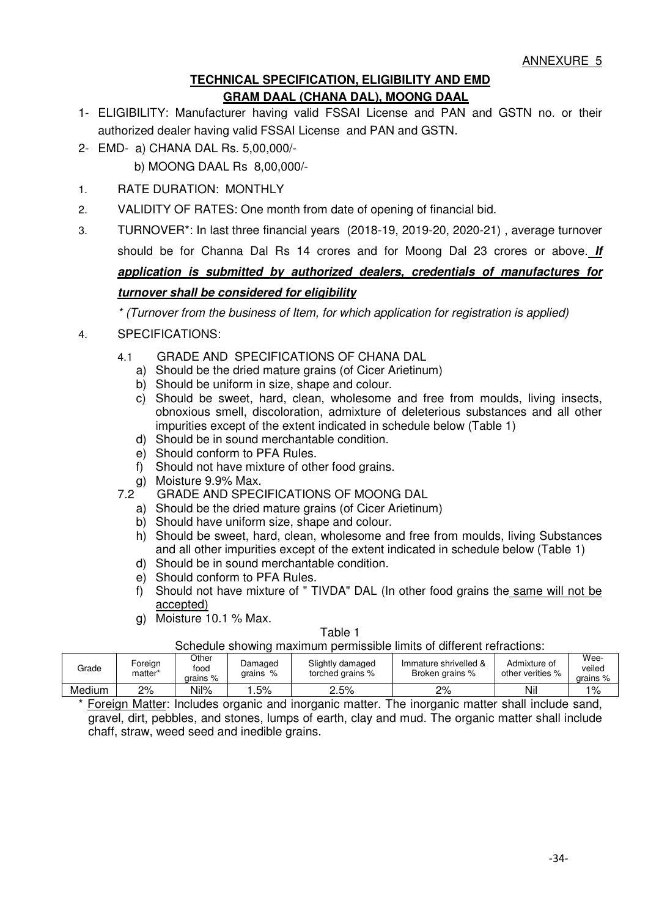ANNEXURE 5

## TECHNICAL SPECIFICATION, ELIGIBILITY AND EMD
## GRAM DAAL (CHANA DAL), MOONG DAAL

1- ELIGIBILITY: Manufacturer having valid FSSAI License and PAN and GSTN no. or their authorized dealer having valid FSSAI License and PAN and GSTN.

2- EMD- a) CHANA DAL Rs. 5,00,000/-
   b) MOONG DAAL Rs 8,00,000/-

1. RATE DURATION: MONTHLY
2. VALIDITY OF RATES: One month from date of opening of financial bid.
3. TURNOVER*: In last three financial years (2018-19, 2019-20, 2020-21) , average turnover should be for Channa Dal Rs 14 crores and for Moong Dal 23 crores or above. ***If application is submitted by authorized dealers, credentials of manufactures for turnover shall be considered for eligibility***

   *\* (Turnover from the business of Item, for which application for registration is applied)*

4. SPECIFICATIONS:

   4.1 GRADE AND SPECIFICATIONS OF CHANA DAL
   - a) Should be the dried mature grains (of Cicer Arietinum)
   - b) Should be uniform in size, shape and colour.
   - c) Should be sweet, hard, clean, wholesome and free from moulds, living insects, obnoxious smell, discoloration, admixture of deleterious substances and all other impurities except of the extent indicated in schedule below (Table 1)
   - d) Should be in sound merchantable condition.
   - e) Should conform to PFA Rules.
   - f) Should not have mixture of other food grains.
   - g) Moisture 9.9% Max.

   7.2 GRADE AND SPECIFICATIONS OF MOONG DAL
   - a) Should be the dried mature grains (of Cicer Arietinum)
   - b) Should have uniform size, shape and colour.
   - h) Should be sweet, hard, clean, wholesome and free from moulds, living Substances and all other impurities except of the extent indicated in schedule below (Table 1)
   - d) Should be in sound merchantable condition.
   - e) Should conform to PFA Rules.
   - f) Should not have mixture of " TIVDA" DAL (In other food grains the same will not be accepted)
   - g) Moisture 10.1 % Max.

Table 1

Schedule showing maximum permissible limits of different refractions:

| Grade | Foreign matter* | Other food grains % | Damaged grains % | Slightly damaged torched grains % | Immature shrivelled & Broken grains % | Admixture of other verities % | Wee-veiled grains % |
|---|---|---|---|---|---|---|---|
| Medium | 2% | Nil% | 1.5% | 2.5% | 2% | Nil | 1% |

\* Foreign Matter: Includes organic and inorganic matter. The inorganic matter shall include sand, gravel, dirt, pebbles, and stones, lumps of earth, clay and mud. The organic matter shall include chaff, straw, weed seed and inedible grains.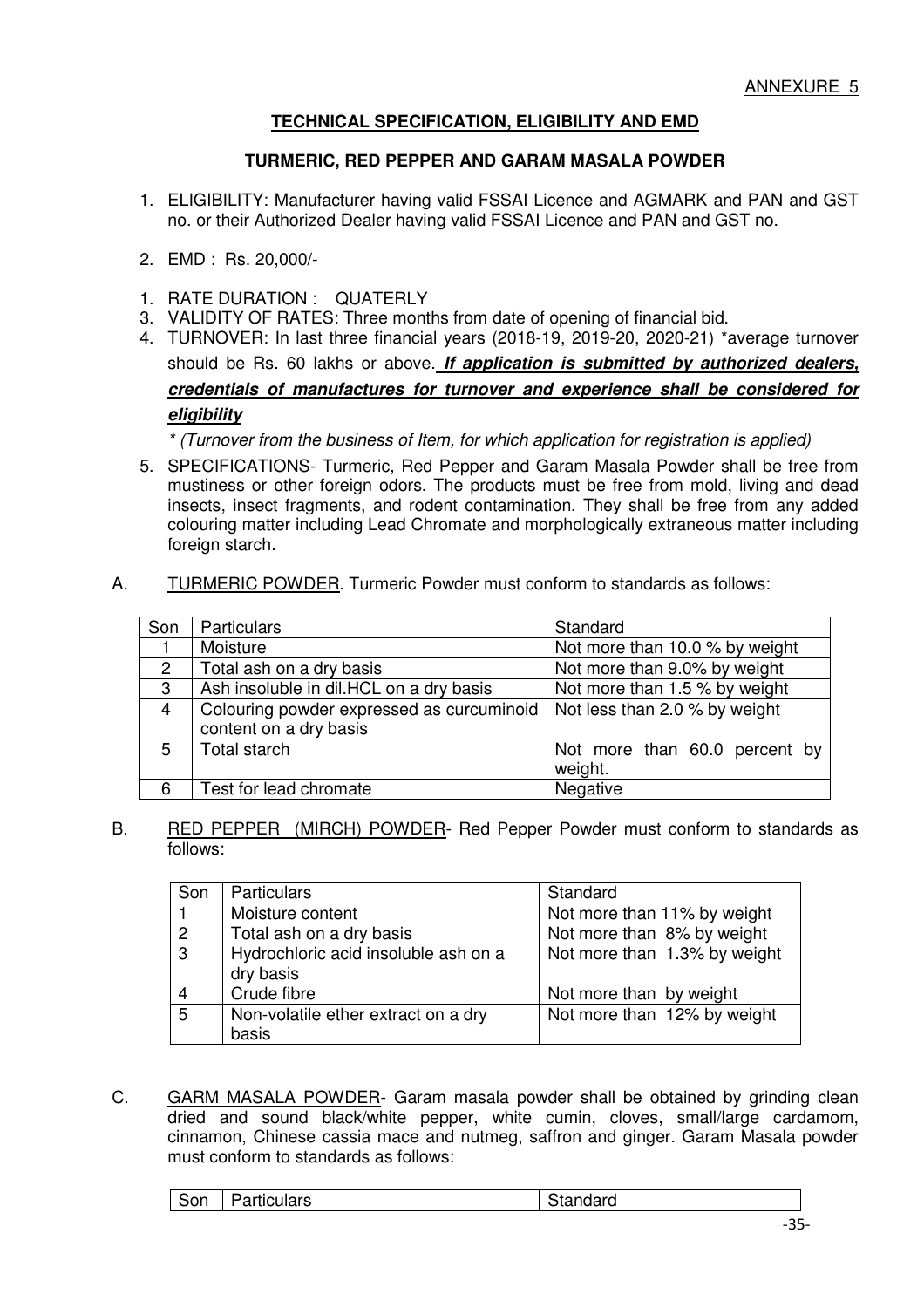ANNEXURE 5

## TECHNICAL SPECIFICATION, ELIGIBILITY AND EMD

### TURMERIC, RED PEPPER AND GARAM MASALA POWDER

1. ELIGIBILITY: Manufacturer having valid FSSAI Licence and AGMARK and PAN and GST no. or their Authorized Dealer having valid FSSAI Licence and PAN and GST no.

2. EMD : Rs. 20,000/-

1. RATE DURATION : QUATERLY
3. VALIDITY OF RATES: Three months from date of opening of financial bid.
4. TURNOVER: In last three financial years (2018-19, 2019-20, 2020-21) *average turnover should be Rs. 60 lakhs or above. ***If application is submitted by authorized dealers, credentials of manufactures for turnover and experience shall be considered for eligibility***

   *\* (Turnover from the business of Item, for which application for registration is applied)*

5. SPECIFICATIONS- Turmeric, Red Pepper and Garam Masala Powder shall be free from mustiness or other foreign odors. The products must be free from mold, living and dead insects, insect fragments, and rodent contamination. They shall be free from any added colouring matter including Lead Chromate and morphologically extraneous matter including foreign starch.

A. TURMERIC POWDER. Turmeric Powder must conform to standards as follows:

| Son | Particulars | Standard |
|---|---|---|
| 1 | Moisture | Not more than 10.0 % by weight |
| 2 | Total ash on a dry basis | Not more than 9.0% by weight |
| 3 | Ash insoluble in dil.HCL on a dry basis | Not more than 1.5 % by weight |
| 4 | Colouring powder expressed as curcuminoid content on a dry basis | Not less than 2.0 % by weight |
| 5 | Total starch | Not more than 60.0 percent by weight. |
| 6 | Test for lead chromate | Negative |

B. RED PEPPER (MIRCH) POWDER- Red Pepper Powder must conform to standards as follows:

| Son | Particulars | Standard |
|---|---|---|
| 1 | Moisture content | Not more than 11% by weight |
| 2 | Total ash on a dry basis | Not more than 8% by weight |
| 3 | Hydrochloric acid insoluble ash on a dry basis | Not more than 1.3% by weight |
| 4 | Crude fibre | Not more than by weight |
| 5 | Non-volatile ether extract on a dry basis | Not more than 12% by weight |

C. GARM MASALA POWDER- Garam masala powder shall be obtained by grinding clean dried and sound black/white pepper, white cumin, cloves, small/large cardamom, cinnamon, Chinese cassia mace and nutmeg, saffron and ginger. Garam Masala powder must conform to standards as follows:

| Son | Particulars | Standard |
|---|---|---|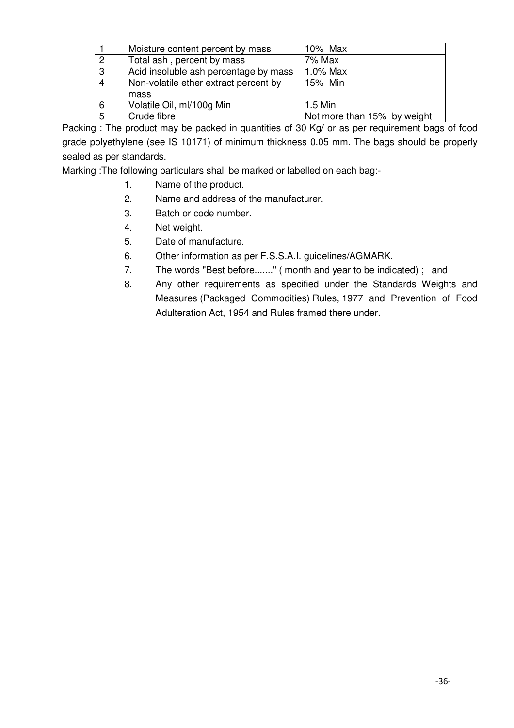| 1 | Moisture content percent by mass | 10% Max |
|---|---|---|
| 2 | Total ash , percent by mass | 7% Max |
| 3 | Acid insoluble ash percentage by mass | 1.0% Max |
| 4 | Non-volatile ether extract percent by mass | 15% Min |
| 6 | Volatile Oil, ml/100g Min | 1.5 Min |
| 5 | Crude fibre | Not more than 15% by weight |

Packing : The product may be packed in quantities of 30 Kg/ or as per requirement bags of food grade polyethylene (see IS 10171) of minimum thickness 0.05 mm. The bags should be properly sealed as per standards.

Marking :The following particulars shall be marked or labelled on each bag:-

1. Name of the product.
2. Name and address of the manufacturer.
3. Batch or code number.
4. Net weight.
5. Date of manufacture.
6. Other information as per F.S.S.A.I. guidelines/AGMARK.
7. The words "Best before......." ( month and year to be indicated) ; and
8. Any other requirements as specified under the Standards Weights and Measures (Packaged Commodities) Rules, 1977 and Prevention of Food Adulteration Act, 1954 and Rules framed there under.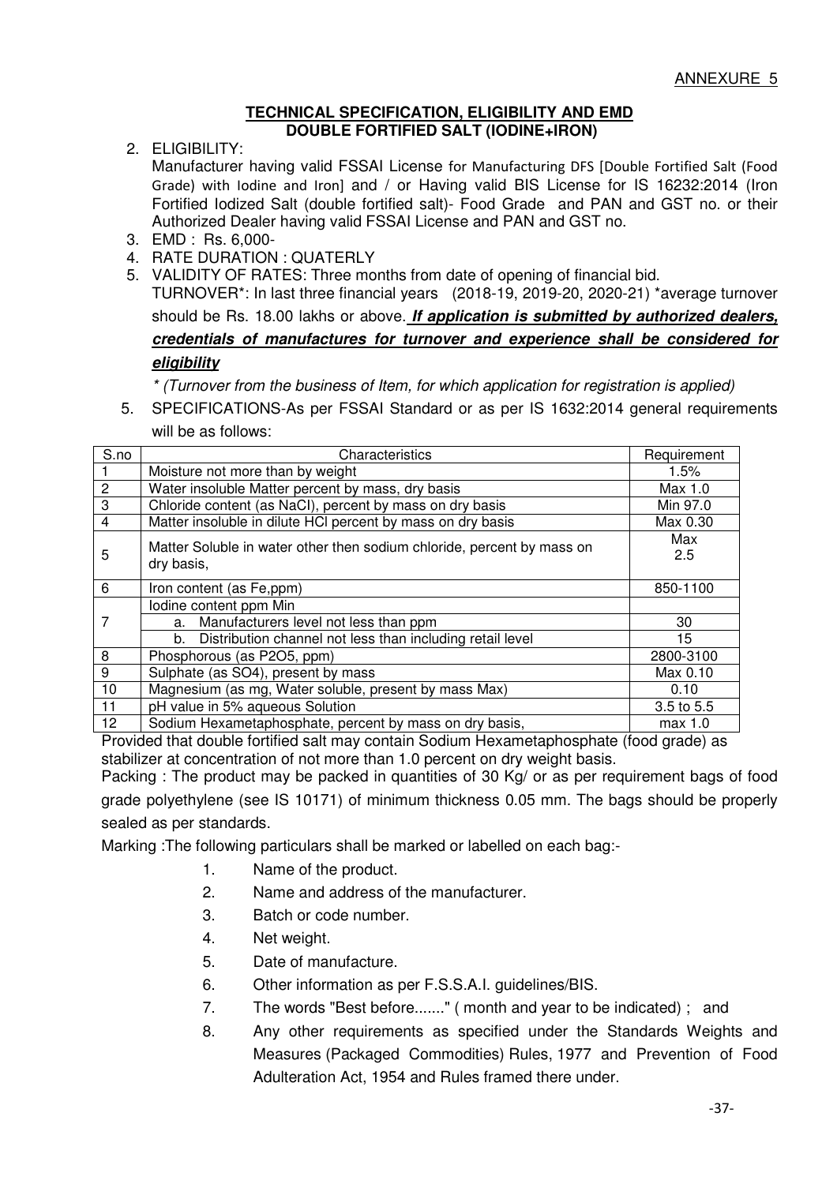ANNEXURE 5

**TECHNICAL SPECIFICATION, ELIGIBILITY AND EMD**
**DOUBLE FORTIFIED SALT (IODINE+IRON)**

2. ELIGIBILITY:
   Manufacturer having valid FSSAI License for Manufacturing DFS [Double Fortified Salt (Food Grade) with Iodine and Iron] and / or Having valid BIS License for IS 16232:2014 (Iron Fortified Iodized Salt (double fortified salt)- Food Grade and PAN and GST no. or their Authorized Dealer having valid FSSAI License and PAN and GST no.
3. EMD : Rs. 6,000-
4. RATE DURATION : QUATERLY
5. VALIDITY OF RATES: Three months from date of opening of financial bid.
   TURNOVER*: In last three financial years (2018-19, 2019-20, 2020-21) *average turnover should be Rs. 18.00 lakhs or above. ***If application is submitted by authorized dealers, credentials of manufactures for turnover and experience shall be considered for eligibility***

   *\* (Turnover from the business of Item, for which application for registration is applied)*

5. SPECIFICATIONS-As per FSSAI Standard or as per IS 1632:2014 general requirements will be as follows:

| S.no | Characteristics | Requirement |
|---|---|---|
| 1 | Moisture not more than by weight | 1.5% |
| 2 | Water insoluble Matter percent by mass, dry basis | Max 1.0 |
| 3 | Chloride content (as NaCl), percent by mass on dry basis | Min 97.0 |
| 4 | Matter insoluble in dilute HCl percent by mass on dry basis | Max 0.30 |
| 5 | Matter Soluble in water other then sodium chloride, percent by mass on dry basis, | Max 2.5 |
| 6 | Iron content (as Fe,ppm) | 850-1100 |
| 7 | Iodine content ppm Min | |
| | a. Manufacturers level not less than ppm | 30 |
| | b. Distribution channel not less than including retail level | 15 |
| 8 | Phosphorous (as P2O5, ppm) | 2800-3100 |
| 9 | Sulphate (as SO4), present by mass | Max 0.10 |
| 10 | Magnesium (as mg, Water soluble, present by mass Max) | 0.10 |
| 11 | pH value in 5% aqueous Solution | 3.5 to 5.5 |
| 12 | Sodium Hexametaphosphate, percent by mass on dry basis, | max 1.0 |

Provided that double fortified salt may contain Sodium Hexametaphosphate (food grade) as stabilizer at concentration of not more than 1.0 percent on dry weight basis.

Packing : The product may be packed in quantities of 30 Kg/ or as per requirement bags of food grade polyethylene (see IS 10171) of minimum thickness 0.05 mm. The bags should be properly sealed as per standards.

Marking :The following particulars shall be marked or labelled on each bag:-

1. Name of the product.
2. Name and address of the manufacturer.
3. Batch or code number.
4. Net weight.
5. Date of manufacture.
6. Other information as per F.S.S.A.I. guidelines/BIS.
7. The words "Best before......." ( month and year to be indicated) ; and
8. Any other requirements as specified under the Standards Weights and Measures (Packaged Commodities) Rules, 1977 and Prevention of Food Adulteration Act, 1954 and Rules framed there under.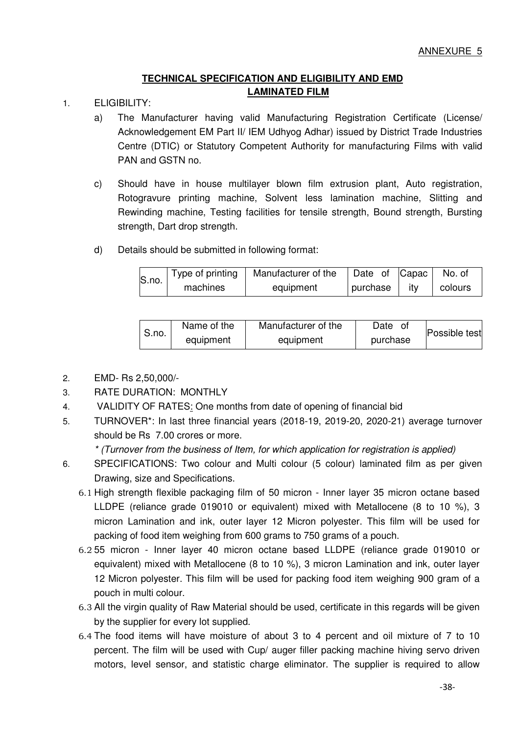ANNEXURE 5

## TECHNICAL SPECIFICATION AND ELIGIBILITY AND EMD LAMINATED FILM

1. ELIGIBILITY:

   a) The Manufacturer having valid Manufacturing Registration Certificate (License/ Acknowledgement EM Part II/ IEM Udhyog Adhar) issued by District Trade Industries Centre (DTIC) or Statutory Competent Authority for manufacturing Films with valid PAN and GSTN no.

   c) Should have in house multilayer blown film extrusion plant, Auto registration, Rotogravure printing machine, Solvent less lamination machine, Slitting and Rewinding machine, Testing facilities for tensile strength, Bound strength, Bursting strength, Dart drop strength.

   d) Details should be submitted in following format:

| S.no. | Type of printing machines | Manufacturer of the equipment | Date of purchase | Capacity | No. of colours |
|---|---|---|---|---|---|

| S.no. | Name of the equipment | Manufacturer of the equipment | Date of purchase | Possible test |
|---|---|---|---|---|

2. EMD- Rs 2,50,000/-
3. RATE DURATION: MONTHLY
4. VALIDITY OF RATES: One months from date of opening of financial bid
5. TURNOVER*: In last three financial years (2018-19, 2019-20, 2020-21) average turnover should be Rs 7.00 crores or more.

   *\* (Turnover from the business of Item, for which application for registration is applied)*

6. SPECIFICATIONS: Two colour and Multi colour (5 colour) laminated film as per given Drawing, size and Specifications.

   6.1 High strength flexible packaging film of 50 micron - Inner layer 35 micron octane based LLDPE (reliance grade 019010 or equivalent) mixed with Metallocene (8 to 10 %), 3 micron Lamination and ink, outer layer 12 Micron polyester. This film will be used for packing of food item weighing from 600 grams to 750 grams of a pouch.

   6.2 55 micron - Inner layer 40 micron octane based LLDPE (reliance grade 019010 or equivalent) mixed with Metallocene (8 to 10 %), 3 micron Lamination and ink, outer layer 12 Micron polyester. This film will be used for packing food item weighing 900 gram of a pouch in multi colour.

   6.3 All the virgin quality of Raw Material should be used, certificate in this regards will be given by the supplier for every lot supplied.

   6.4 The food items will have moisture of about 3 to 4 percent and oil mixture of 7 to 10 percent. The film will be used with Cup/ auger filler packing machine hiving servo driven motors, level sensor, and statistic charge eliminator. The supplier is required to allow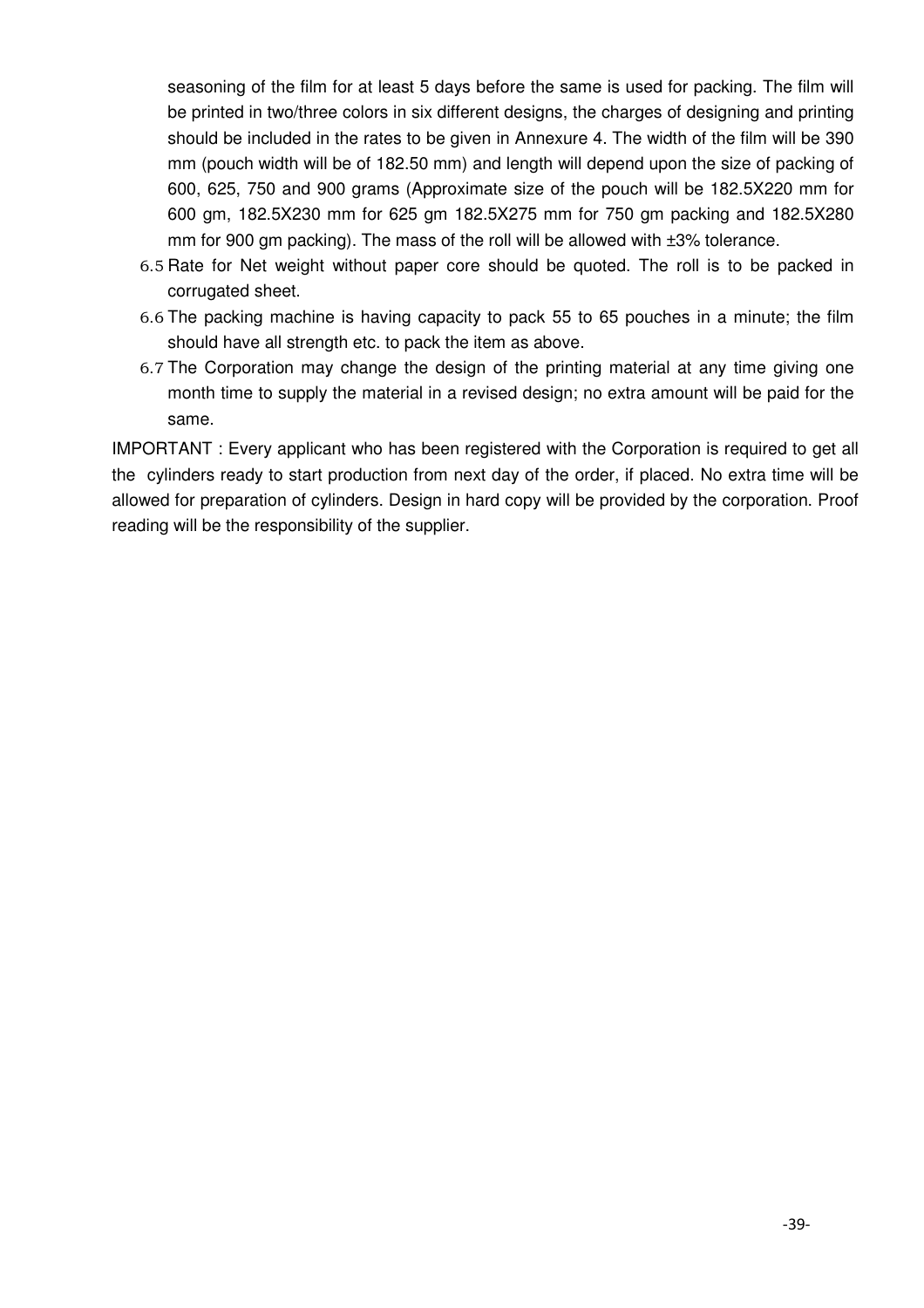seasoning of the film for at least 5 days before the same is used for packing. The film will be printed in two/three colors in six different designs, the charges of designing and printing should be included in the rates to be given in Annexure 4. The width of the film will be 390 mm (pouch width will be of 182.50 mm) and length will depend upon the size of packing of 600, 625, 750 and 900 grams (Approximate size of the pouch will be 182.5X220 mm for 600 gm, 182.5X230 mm for 625 gm 182.5X275 mm for 750 gm packing and 182.5X280 mm for 900 gm packing). The mass of the roll will be allowed with ±3% tolerance.

6.5 Rate for Net weight without paper core should be quoted. The roll is to be packed in corrugated sheet.

6.6 The packing machine is having capacity to pack 55 to 65 pouches in a minute; the film should have all strength etc. to pack the item as above.

6.7 The Corporation may change the design of the printing material at any time giving one month time to supply the material in a revised design; no extra amount will be paid for the same.

IMPORTANT : Every applicant who has been registered with the Corporation is required to get all the cylinders ready to start production from next day of the order, if placed. No extra time will be allowed for preparation of cylinders. Design in hard copy will be provided by the corporation. Proof reading will be the responsibility of the supplier.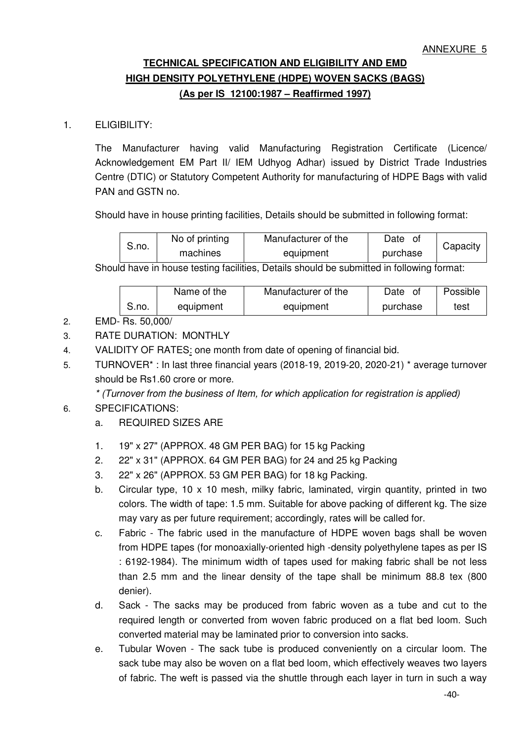ANNEXURE 5

# TECHNICAL SPECIFICATION AND ELIGIBILITY AND EMD
## HIGH DENSITY POLYETHYLENE (HDPE) WOVEN SACKS (BAGS)
### (As per IS 12100:1987 – Reaffirmed 1997)

1. ELIGIBILITY:

   The Manufacturer having valid Manufacturing Registration Certificate (Licence/ Acknowledgement EM Part II/ IEM Udhyog Adhar) issued by District Trade Industries Centre (DTIC) or Statutory Competent Authority for manufacturing of HDPE Bags with valid PAN and GSTN no.

   Should have in house printing facilities, Details should be submitted in following format:

| S.no. | No of printing machines | Manufacturer of the equipment | Date of purchase | Capacity |
|---|---|---|---|---|

   Should have in house testing facilities, Details should be submitted in following format:

| S.no. | Name of the equipment | Manufacturer of the equipment | Date of purchase | Possible test |
|---|---|---|---|---|

2. EMD- Rs. 50,000/
3. RATE DURATION: MONTHLY
4. VALIDITY OF RATES: one month from date of opening of financial bid.
5. TURNOVER* : In last three financial years (2018-19, 2019-20, 2020-21) * average turnover should be Rs1.60 crore or more.

   *\* (Turnover from the business of Item, for which application for registration is applied)*

6. SPECIFICATIONS:
   a. REQUIRED SIZES ARE

   1. 19" x 27" (APPROX. 48 GM PER BAG) for 15 kg Packing
   2. 22" x 31" (APPROX. 64 GM PER BAG) for 24 and 25 kg Packing
   3. 22" x 26" (APPROX. 53 GM PER BAG) for 18 kg Packing.

   b. Circular type, 10 x 10 mesh, milky fabric, laminated, virgin quantity, printed in two colors. The width of tape: 1.5 mm. Suitable for above packing of different kg. The size may vary as per future requirement; accordingly, rates will be called for.
   c. Fabric - The fabric used in the manufacture of HDPE woven bags shall be woven from HDPE tapes (for monoaxially-oriented high -density polyethylene tapes as per IS : 6192-1984). The minimum width of tapes used for making fabric shall be not less than 2.5 mm and the linear density of the tape shall be minimum 88.8 tex (800 denier).
   d. Sack - The sacks may be produced from fabric woven as a tube and cut to the required length or converted from woven fabric produced on a flat bed loom. Such converted material may be laminated prior to conversion into sacks.
   e. Tubular Woven - The sack tube is produced conveniently on a circular loom. The sack tube may also be woven on a flat bed loom, which effectively weaves two layers of fabric. The weft is passed via the shuttle through each layer in turn in such a way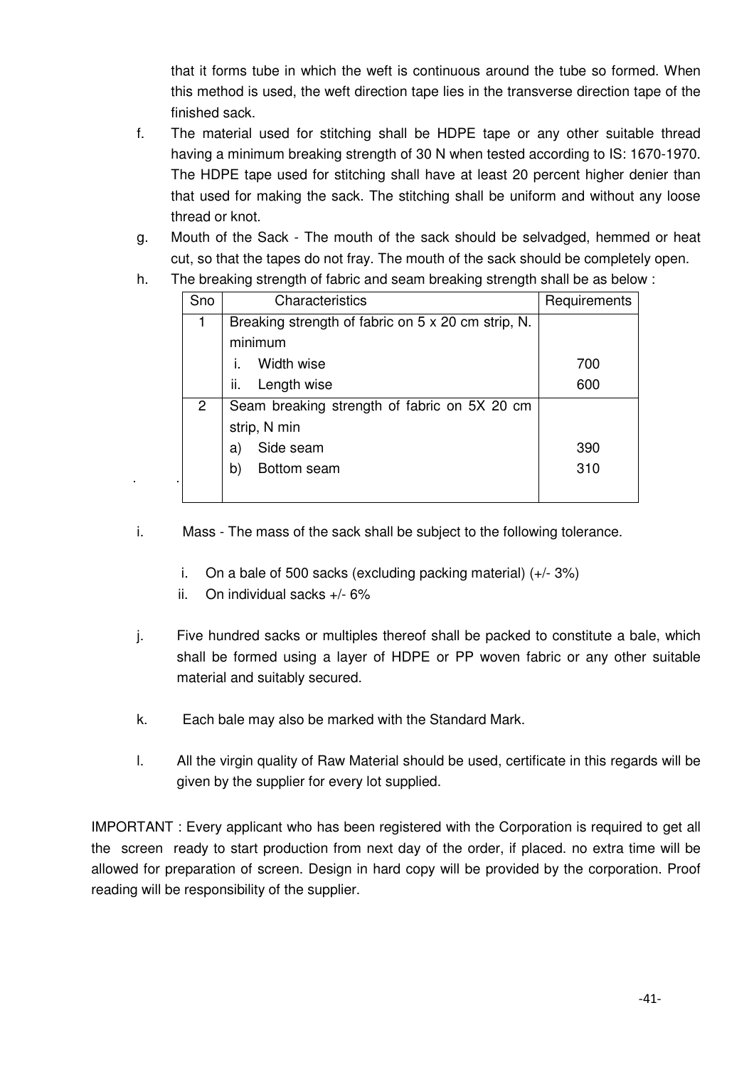that it forms tube in which the weft is continuous around the tube so formed. When this method is used, the weft direction tape lies in the transverse direction tape of the finished sack.

f. The material used for stitching shall be HDPE tape or any other suitable thread having a minimum breaking strength of 30 N when tested according to IS: 1670-1970. The HDPE tape used for stitching shall have at least 20 percent higher denier than that used for making the sack. The stitching shall be uniform and without any loose thread or knot.

g. Mouth of the Sack - The mouth of the sack should be selvadged, hemmed or heat cut, so that the tapes do not fray. The mouth of the sack should be completely open.

h. The breaking strength of fabric and seam breaking strength shall be as below :

| Sno | Characteristics | Requirements |
|---|---|---|
| 1 | Breaking strength of fabric on 5 x 20 cm strip, N. minimum | |
| | i. Width wise | 700 |
| | ii. Length wise | 600 |
| 2 | Seam breaking strength of fabric on 5X 20 cm strip, N min | |
| | a) Side seam | 390 |
| | b) Bottom seam | 310 |

i. Mass - The mass of the sack shall be subject to the following tolerance.

   i. On a bale of 500 sacks (excluding packing material) (+/- 3%)
   
   ii. On individual sacks +/- 6%

j. Five hundred sacks or multiples thereof shall be packed to constitute a bale, which shall be formed using a layer of HDPE or PP woven fabric or any other suitable material and suitably secured.

k. Each bale may also be marked with the Standard Mark.

l. All the virgin quality of Raw Material should be used, certificate in this regards will be given by the supplier for every lot supplied.

IMPORTANT : Every applicant who has been registered with the Corporation is required to get all the screen ready to start production from next day of the order, if placed. no extra time will be allowed for preparation of screen. Design in hard copy will be provided by the corporation. Proof reading will be responsibility of the supplier.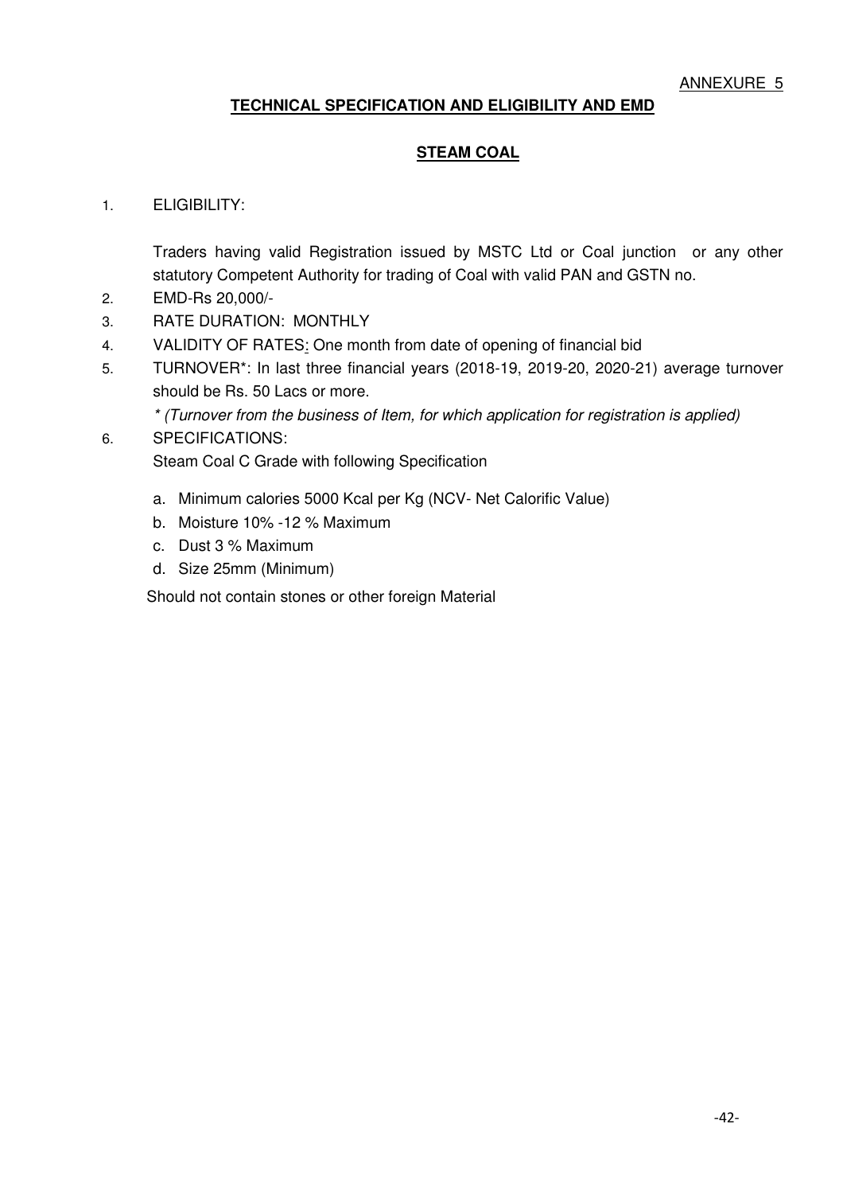ANNEXURE 5

## TECHNICAL SPECIFICATION AND ELIGIBILITY AND EMD

### STEAM COAL

1. ELIGIBILITY:

   Traders having valid Registration issued by MSTC Ltd or Coal junction or any other statutory Competent Authority for trading of Coal with valid PAN and GSTN no.

2. EMD-Rs 20,000/-
3. RATE DURATION: MONTHLY
4. VALIDITY OF RATES: One month from date of opening of financial bid
5. TURNOVER*: In last three financial years (2018-19, 2019-20, 2020-21) average turnover should be Rs. 50 Lacs or more.

   *\* (Turnover from the business of Item, for which application for registration is applied)*

6. SPECIFICATIONS:

   Steam Coal C Grade with following Specification

   a. Minimum calories 5000 Kcal per Kg (NCV- Net Calorific Value)
   b. Moisture 10% -12 % Maximum
   c. Dust 3 % Maximum
   d. Size 25mm (Minimum)

   Should not contain stones or other foreign Material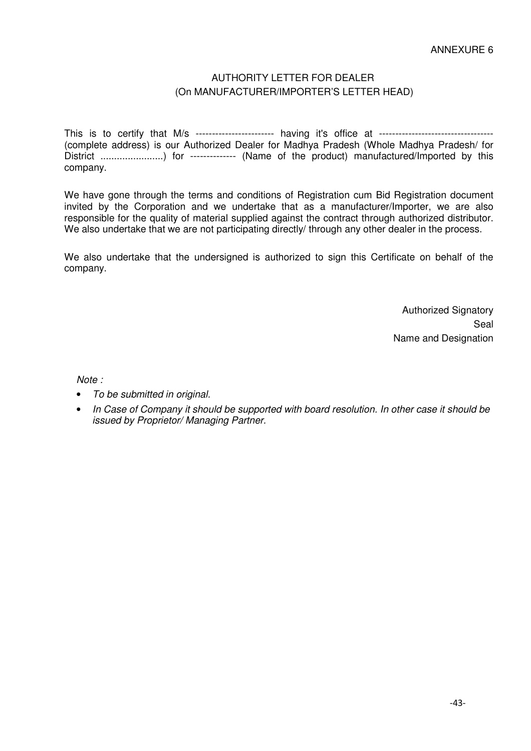ANNEXURE 6

## AUTHORITY LETTER FOR DEALER
(On MANUFACTURER/IMPORTER'S LETTER HEAD)

This is to certify that M/s ------------------------ having it's office at ----------------------------------- (complete address) is our Authorized Dealer for Madhya Pradesh (Whole Madhya Pradesh/ for District .......................) for -------------- (Name of the product) manufactured/Imported by this company.

We have gone through the terms and conditions of Registration cum Bid Registration document invited by the Corporation and we undertake that as a manufacturer/Importer, we are also responsible for the quality of material supplied against the contract through authorized distributor. We also undertake that we are not participating directly/ through any other dealer in the process.

We also undertake that the undersigned is authorized to sign this Certificate on behalf of the company.

Authorized Signatory
Seal
Name and Designation

*Note :*

- *To be submitted in original.*
- *In Case of Company it should be supported with board resolution. In other case it should be issued by Proprietor/ Managing Partner.*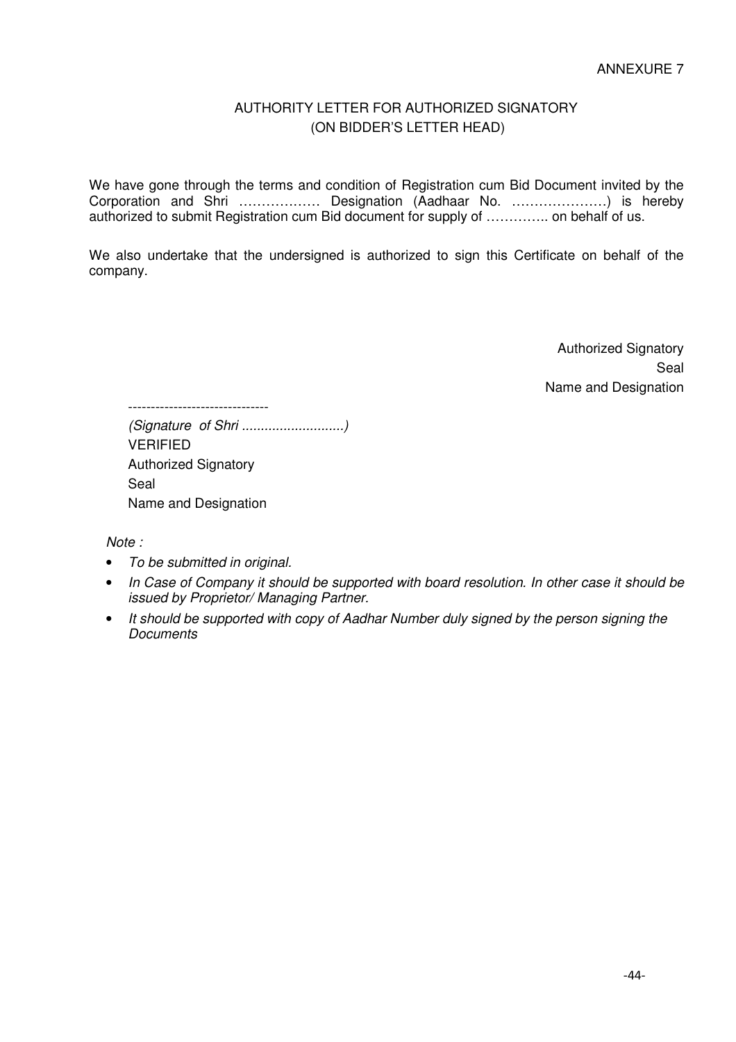ANNEXURE 7

## AUTHORITY LETTER FOR AUTHORIZED SIGNATORY (ON BIDDER'S LETTER HEAD)

We have gone through the terms and condition of Registration cum Bid Document invited by the Corporation and Shri ……………… Designation (Aadhaar No. …………………) is hereby authorized to submit Registration cum Bid document for supply of …………. on behalf of us.

We also undertake that the undersigned is authorized to sign this Certificate on behalf of the company.

Authorized Signatory
Seal
Name and Designation

-------------------------------
*(Signature of Shri ..........................)*
VERIFIED
Authorized Signatory
Seal
Name and Designation

*Note :*

- *To be submitted in original.*
- *In Case of Company it should be supported with board resolution. In other case it should be issued by Proprietor/ Managing Partner.*
- *It should be supported with copy of Aadhar Number duly signed by the person signing the Documents*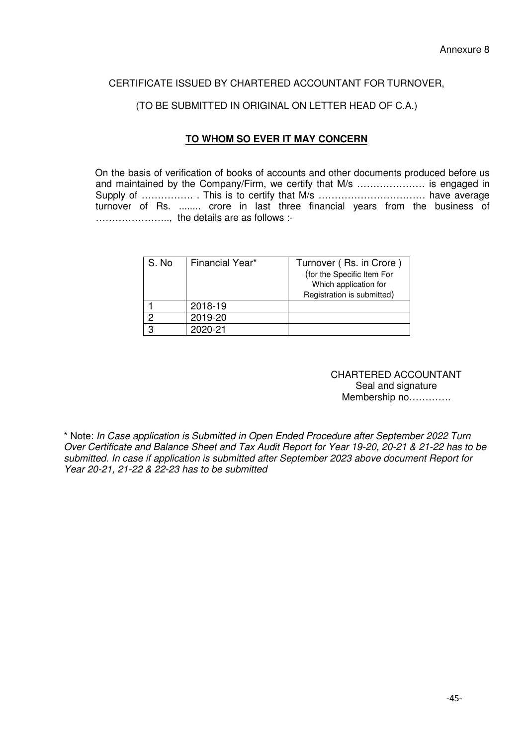Annexure 8

CERTIFICATE ISSUED BY CHARTERED ACCOUNTANT FOR TURNOVER,

(TO BE SUBMITTED IN ORIGINAL ON LETTER HEAD OF C.A.)

**TO WHOM SO EVER IT MAY CONCERN**

On the basis of verification of books of accounts and other documents produced before us and maintained by the Company/Firm, we certify that M/s ………………… is engaged in Supply of ……………. . This is to certify that M/s …………………………… have average turnover of Rs. ........ crore in last three financial years from the business of ………………….., the details are as follows :-

| S. No | Financial Year* | Turnover ( Rs. in Crore ) (for the Specific Item For Which application for Registration is submitted) |
|---|---|---|
| 1 | 2018-19 | |
| 2 | 2019-20 | |
| 3 | 2020-21 | |

CHARTERED ACCOUNTANT
Seal and signature
Membership no………….

* Note: *In Case application is Submitted in Open Ended Procedure after September 2022 Turn Over Certificate and Balance Sheet and Tax Audit Report for Year 19-20, 20-21 & 21-22 has to be submitted. In case if application is submitted after September 2023 above document Report for Year 20-21, 21-22 & 22-23 has to be submitted*